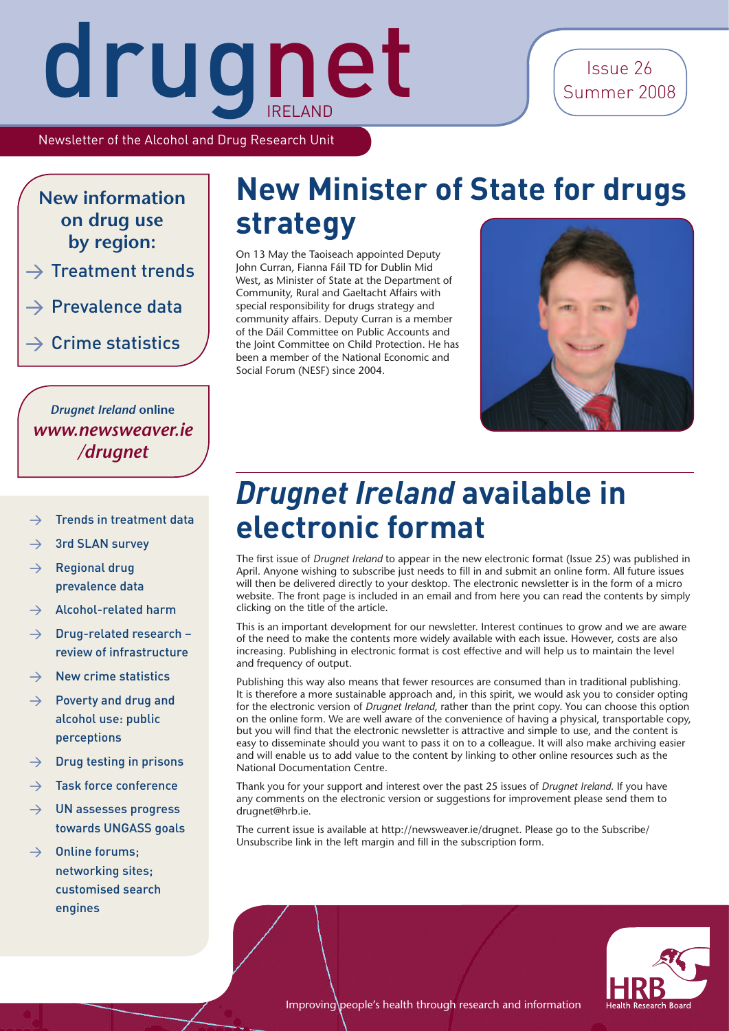# drugnet IRELAND

Issue 26
Summer 2008

Newsletter of the Alcohol and Drug Research Unit

**New information on drug use by region:**

- → Treatment trends
- → Prevalence data
- → Crime statistics

*Drugnet Ireland* **online**
***www.newsweaver.ie/drugnet***

- → Trends in treatment data
- → 3rd SLAN survey
- → Regional drug prevalence data
- → Alcohol-related harm
- → Drug-related research – review of infrastructure
- → New crime statistics
- → Poverty and drug and alcohol use: public perceptions
- → Drug testing in prisons
- → Task force conference
- → UN assesses progress towards UNGASS goals
- → Online forums; networking sites; customised search engines

## New Minister of State for drugs strategy

On 13 May the Taoiseach appointed Deputy John Curran, Fianna Fáil TD for Dublin Mid West, as Minister of State at the Department of Community, Rural and Gaeltacht Affairs with special responsibility for drugs strategy and community affairs. Deputy Curran is a member of the Dáil Committee on Public Accounts and the Joint Committee on Child Protection. He has been a member of the National Economic and Social Forum (NESF) since 2004.

## *Drugnet Ireland* available in electronic format

The first issue of *Drugnet Ireland* to appear in the new electronic format (Issue 25) was published in April. Anyone wishing to subscribe just needs to fill in and submit an online form. All future issues will then be delivered directly to your desktop. The electronic newsletter is in the form of a micro website. The front page is included in an email and from here you can read the contents by simply clicking on the title of the article.

This is an important development for our newsletter. Interest continues to grow and we are aware of the need to make the contents more widely available with each issue. However, costs are also increasing. Publishing in electronic format is cost effective and will help us to maintain the level and frequency of output.

Publishing this way also means that fewer resources are consumed than in traditional publishing. It is therefore a more sustainable approach and, in this spirit, we would ask you to consider opting for the electronic version of *Drugnet Ireland*, rather than the print copy. You can choose this option on the online form. We are well aware of the convenience of having a physical, transportable copy, but you will find that the electronic newsletter is attractive and simple to use, and the content is easy to disseminate should you want to pass it on to a colleague. It will also make archiving easier and will enable us to add value to the content by linking to other online resources such as the National Documentation Centre.

Thank you for your support and interest over the past 25 issues of *Drugnet Ireland*. If you have any comments on the electronic version or suggestions for improvement please send them to drugnet@hrb.ie.

The current issue is available at http://newsweaver.ie/drugnet. Please go to the Subscribe/Unsubscribe link in the left margin and fill in the subscription form.

Improving people's health through research and information

HRB Health Research Board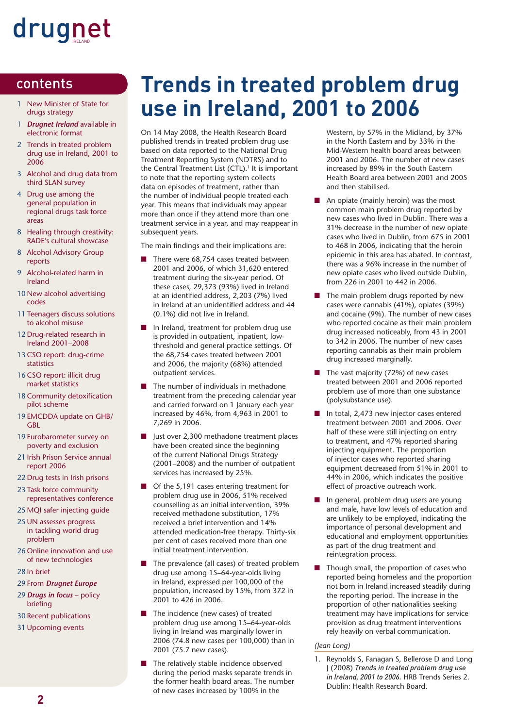# drugnet

IRELAND

## contents

1 New Minister of State for drugs strategy
1 ***Drugnet Ireland*** available in electronic format
2 Trends in treated problem drug use in Ireland, 2001 to 2006
3 Alcohol and drug data from third SLAN survey
4 Drug use among the general population in regional drugs task force areas
8 Healing through creativity: RADE's cultural showcase
8 Alcohol Advisory Group reports
9 Alcohol-related harm in Ireland
10 New alcohol advertising codes
11 Teenagers discuss solutions to alcohol misuse
12 Drug-related research in Ireland 2001–2008
13 CSO report: drug-crime statistics
16 CSO report: illicit drug market statistics
18 Community detoxification pilot scheme
19 EMCDDA update on GHB/GBL
19 Eurobarometer survey on poverty and exclusion
21 Irish Prison Service annual report 2006
22 Drug tests in Irish prisons
23 Task force community representatives conference
25 MQI safer injecting guide
25 UN assesses progress in tackling world drug problem
26 Online innovation and use of new technologies
28 In brief
29 From ***Drugnet Europe***
29 ***Drugs in focus*** – policy briefing
30 Recent publications
31 Upcoming events

# Trends in treated problem drug use in Ireland, 2001 to 2006

On 14 May 2008, the Health Research Board published trends in treated problem drug use based on data reported to the National Drug Treatment Reporting System (NDTRS) and to the Central Treatment List (CTL).[1] It is important to note that the reporting system collects data on episodes of treatment, rather than the number of individual people treated each year. This means that individuals may appear more than once if they attend more than one treatment service in a year, and may reappear in subsequent years.

The main findings and their implications are:

- There were 68,754 cases treated between 2001 and 2006, of which 31,620 entered treatment during the six-year period. Of these cases, 29,373 (93%) lived in Ireland at an identified address, 2,203 (7%) lived in Ireland at an unidentified address and 44 (0.1%) did not live in Ireland.
- In Ireland, treatment for problem drug use is provided in outpatient, inpatient, low-threshold and general practice settings. Of the 68,754 cases treated between 2001 and 2006, the majority (68%) attended outpatient services.
- The number of individuals in methadone treatment from the preceding calendar year and carried forward on 1 January each year increased by 46%, from 4,963 in 2001 to 7,269 in 2006.
- Just over 2,300 methadone treatment places have been created since the beginning of the current National Drugs Strategy (2001–2008) and the number of outpatient services has increased by 25%.
- Of the 5,191 cases entering treatment for problem drug use in 2006, 51% received counselling as an initial intervention, 39% received methadone substitution, 17% received a brief intervention and 14% attended medication-free therapy. Thirty-six per cent of cases received more than one initial treatment intervention.
- The prevalence (all cases) of treated problem drug use among 15–64-year-olds living in Ireland, expressed per 100,000 of the population, increased by 15%, from 372 in 2001 to 426 in 2006.
- The incidence (new cases) of treated problem drug use among 15–64-year-olds living in Ireland was marginally lower in 2006 (74.8 new cases per 100,000) than in 2001 (75.7 new cases).
- The relatively stable incidence observed during the period masks separate trends in the former health board areas. The number of new cases increased by 100% in the Western, by 57% in the Midland, by 37% in the North Eastern and by 33% in the Mid-Western health board areas between 2001 and 2006. The number of new cases increased by 89% in the South Eastern Health Board area between 2001 and 2005 and then stabilised.
- An opiate (mainly heroin) was the most common main problem drug reported by new cases who lived in Dublin. There was a 31% decrease in the number of new opiate cases who lived in Dublin, from 675 in 2001 to 468 in 2006, indicating that the heroin epidemic in this area has abated. In contrast, there was a 96% increase in the number of new opiate cases who lived outside Dublin, from 226 in 2001 to 442 in 2006.
- The main problem drugs reported by new cases were cannabis (41%), opiates (39%) and cocaine (9%). The number of new cases who reported cocaine as their main problem drug increased noticeably, from 43 in 2001 to 342 in 2006. The number of new cases reporting cannabis as their main problem drug increased marginally.
- The vast majority (72%) of new cases treated between 2001 and 2006 reported problem use of more than one substance (polysubstance use).
- In total, 2,473 new injector cases entered treatment between 2001 and 2006. Over half of these were still injecting on entry to treatment, and 47% reported sharing injecting equipment. The proportion of injector cases who reported sharing equipment decreased from 51% in 2001 to 44% in 2006, which indicates the positive effect of proactive outreach work.
- In general, problem drug users are young and male, have low levels of education and are unlikely to be employed, indicating the importance of personal development and educational and employment opportunities as part of the drug treatment and reintegration process.
- Though small, the proportion of cases who reported being homeless and the proportion not born in Ireland increased steadily during the reporting period. The increase in the proportion of other nationalities seeking treatment may have implications for service provision as drug treatment interventions rely heavily on verbal communication.

*(Jean Long)*

1. Reynolds S, Fanagan S, Bellerose D and Long J (2008) ***Trends in treated problem drug use in Ireland, 2001 to 2006.*** HRB Trends Series 2. Dublin: Health Research Board.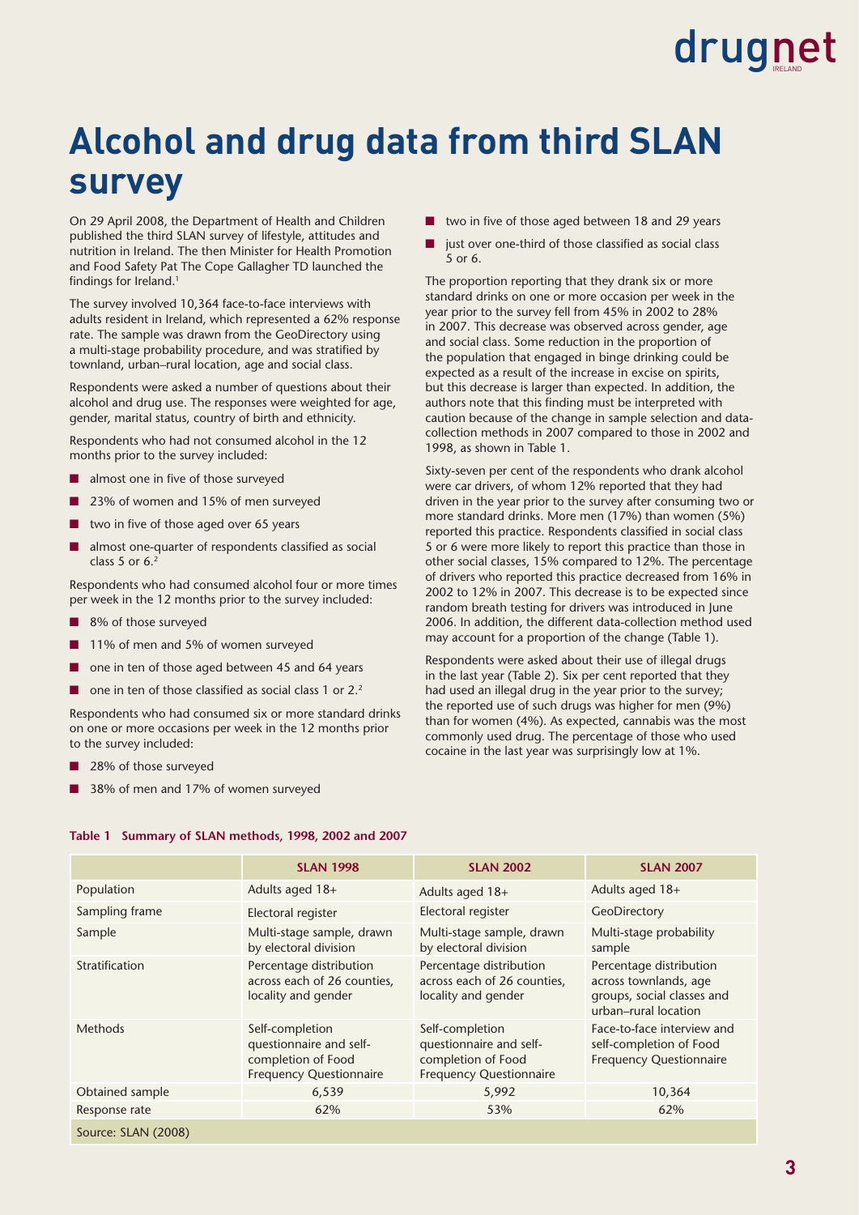# Alcohol and drug data from third SLAN survey

On 29 April 2008, the Department of Health and Children published the third SLAN survey of lifestyle, attitudes and nutrition in Ireland. The then Minister for Health Promotion and Food Safety Pat The Cope Gallagher TD launched the findings for Ireland.[1]

The survey involved 10,364 face-to-face interviews with adults resident in Ireland, which represented a 62% response rate. The sample was drawn from the GeoDirectory using a multi-stage probability procedure, and was stratified by townland, urban–rural location, age and social class.

Respondents were asked a number of questions about their alcohol and drug use. The responses were weighted for age, gender, marital status, country of birth and ethnicity.

Respondents who had not consumed alcohol in the 12 months prior to the survey included:

- almost one in five of those surveyed
- 23% of women and 15% of men surveyed
- two in five of those aged over 65 years
- almost one-quarter of respondents classified as social class 5 or 6.[2]

Respondents who had consumed alcohol four or more times per week in the 12 months prior to the survey included:

- 8% of those surveyed
- 11% of men and 5% of women surveyed
- one in ten of those aged between 45 and 64 years
- one in ten of those classified as social class 1 or 2.[2]

Respondents who had consumed six or more standard drinks on one or more occasions per week in the 12 months prior to the survey included:

- 28% of those surveyed
- 38% of men and 17% of women surveyed
- two in five of those aged between 18 and 29 years
- just over one-third of those classified as social class 5 or 6.

The proportion reporting that they drank six or more standard drinks on one or more occasion per week in the year prior to the survey fell from 45% in 2002 to 28% in 2007. This decrease was observed across gender, age and social class. Some reduction in the proportion of the population that engaged in binge drinking could be expected as a result of the increase in excise on spirits, but this decrease is larger than expected. In addition, the authors note that this finding must be interpreted with caution because of the change in sample selection and data-collection methods in 2007 compared to those in 2002 and 1998, as shown in Table 1.

Sixty-seven per cent of the respondents who drank alcohol were car drivers, of whom 12% reported that they had driven in the year prior to the survey after consuming two or more standard drinks. More men (17%) than women (5%) reported this practice. Respondents classified in social class 5 or 6 were more likely to report this practice than those in other social classes, 15% compared to 12%. The percentage of drivers who reported this practice decreased from 16% in 2002 to 12% in 2007. This decrease is to be expected since random breath testing for drivers was introduced in June 2006. In addition, the different data-collection method used may account for a proportion of the change (Table 1).

Respondents were asked about their use of illegal drugs in the last year (Table 2). Six per cent reported that they had used an illegal drug in the year prior to the survey; the reported use of such drugs was higher for men (9%) than for women (4%). As expected, cannabis was the most commonly used drug. The percentage of those who used cocaine in the last year was surprisingly low at 1%.

**Table 1 Summary of SLAN methods, 1998, 2002 and 2007**

| | SLAN 1998 | SLAN 2002 | SLAN 2007 |
|---|---|---|---|
| Population | Adults aged 18+ | Adults aged 18+ | Adults aged 18+ |
| Sampling frame | Electoral register | Electoral register | GeoDirectory |
| Sample | Multi-stage sample, drawn by electoral division | Multi-stage sample, drawn by electoral division | Multi-stage probability sample |
| Stratification | Percentage distribution across each of 26 counties, locality and gender | Percentage distribution across each of 26 counties, locality and gender | Percentage distribution across townlands, age groups, social classes and urban–rural location |
| Methods | Self-completion questionnaire and self-completion of Food Frequency Questionnaire | Self-completion questionnaire and self-completion of Food Frequency Questionnaire | Face-to-face interview and self-completion of Food Frequency Questionnaire |
| Obtained sample | 6,539 | 5,992 | 10,364 |
| Response rate | 62% | 53% | 62% |

Source: SLAN (2008)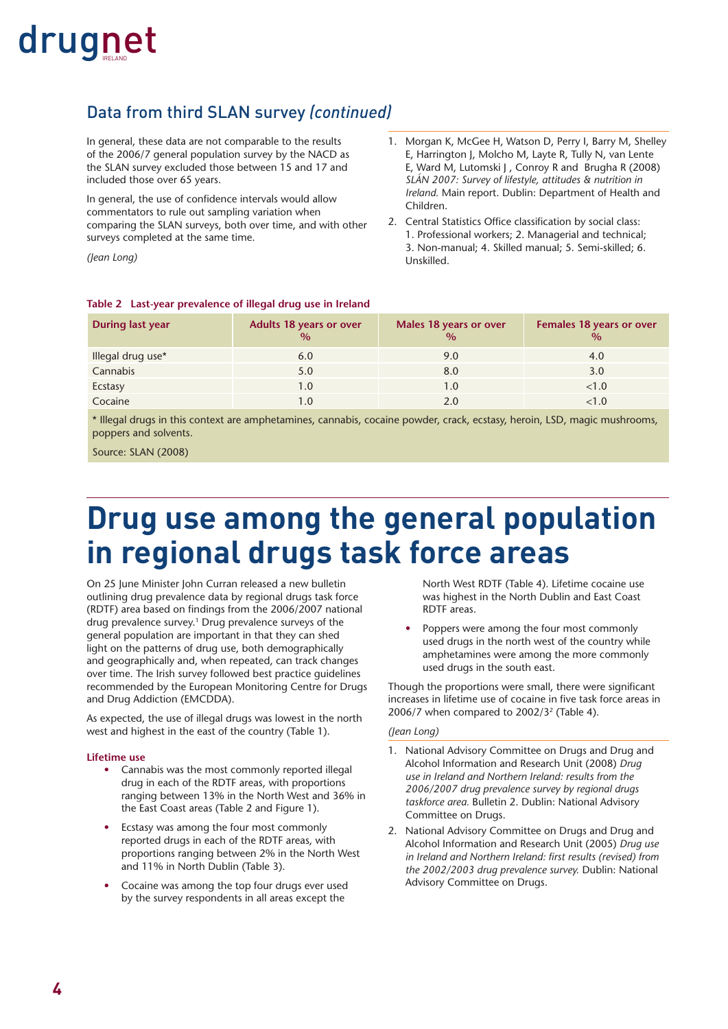## Data from third SLAN survey *(continued)*

In general, these data are not comparable to the results of the 2006/7 general population survey by the NACD as the SLAN survey excluded those between 15 and 17 and included those over 65 years.

In general, the use of confidence intervals would allow commentators to rule out sampling variation when comparing the SLAN surveys, both over time, and with other surveys completed at the same time.

*(Jean Long)*

1. Morgan K, McGee H, Watson D, Perry I, Barry M, Shelley E, Harrington J, Molcho M, Layte R, Tully N, van Lente E, Ward M, Lutomski J , Conroy R and Brugha R (2008) *SLÁN 2007: Survey of lifestyle, attitudes & nutrition in Ireland.* Main report. Dublin: Department of Health and Children.
2. Central Statistics Office classification by social class: 1. Professional workers; 2. Managerial and technical; 3. Non-manual; 4. Skilled manual; 5. Semi-skilled; 6. Unskilled.

**Table 2 Last-year prevalence of illegal drug use in Ireland**

| During last year | Adults 18 years or over % | Males 18 years or over % | Females 18 years or over % |
|---|---|---|---|
| Illegal drug use* | 6.0 | 9.0 | 4.0 |
| Cannabis | 5.0 | 8.0 | 3.0 |
| Ecstasy | 1.0 | 1.0 | <1.0 |
| Cocaine | 1.0 | 2.0 | <1.0 |

* Illegal drugs in this context are amphetamines, cannabis, cocaine powder, crack, ecstasy, heroin, LSD, magic mushrooms, poppers and solvents.

Source: SLAN (2008)

# Drug use among the general population in regional drugs task force areas

On 25 June Minister John Curran released a new bulletin outlining drug prevalence data by regional drugs task force (RDTF) area based on findings from the 2006/2007 national drug prevalence survey.[1] Drug prevalence surveys of the general population are important in that they can shed light on the patterns of drug use, both demographically and geographically and, when repeated, can track changes over time. The Irish survey followed best practice guidelines recommended by the European Monitoring Centre for Drugs and Drug Addiction (EMCDDA).

As expected, the use of illegal drugs was lowest in the north west and highest in the east of the country (Table 1).

**Lifetime use**

- Cannabis was the most commonly reported illegal drug in each of the RDTF areas, with proportions ranging between 13% in the North West and 36% in the East Coast areas (Table 2 and Figure 1).
- Ecstasy was among the four most commonly reported drugs in each of the RDTF areas, with proportions ranging between 2% in the North West and 11% in North Dublin (Table 3).
- Cocaine was among the top four drugs ever used by the survey respondents in all areas except the North West RDTF (Table 4). Lifetime cocaine use was highest in the North Dublin and East Coast RDTF areas.
- Poppers were among the four most commonly used drugs in the north west of the country while amphetamines were among the more commonly used drugs in the south east.

Though the proportions were small, there were significant increases in lifetime use of cocaine in five task force areas in 2006/7 when compared to 2002/3[2] (Table 4).

*(Jean Long)*

1. National Advisory Committee on Drugs and Drug and Alcohol Information and Research Unit (2008) *Drug use in Ireland and Northern Ireland: results from the 2006/2007 drug prevalence survey by regional drugs taskforce area.* Bulletin 2. Dublin: National Advisory Committee on Drugs.
2. National Advisory Committee on Drugs and Drug and Alcohol Information and Research Unit (2005) *Drug use in Ireland and Northern Ireland: first results (revised) from the 2002/2003 drug prevalence survey.* Dublin: National Advisory Committee on Drugs.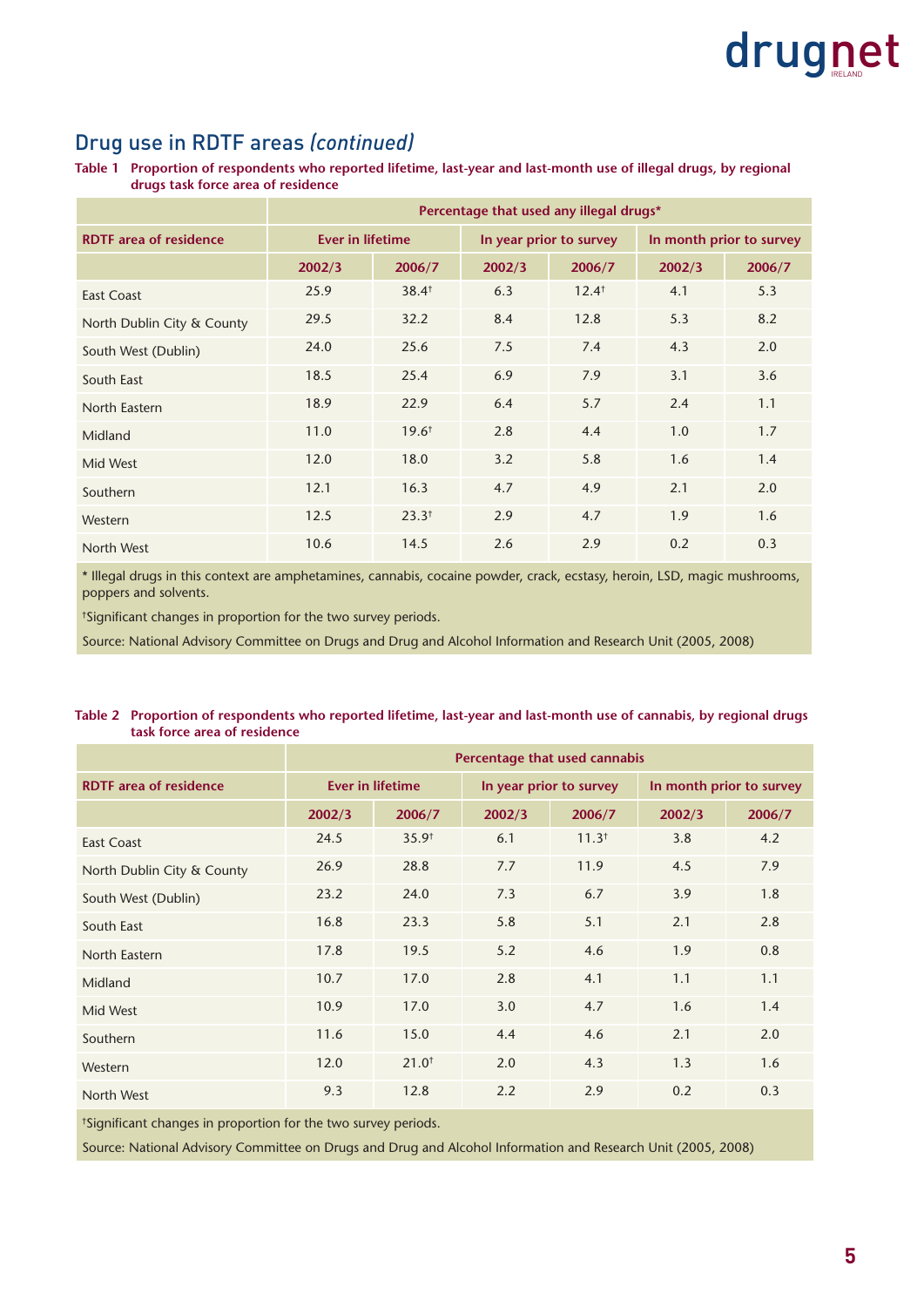## Drug use in RDTF areas *(continued)*

**Table 1 Proportion of respondents who reported lifetime, last-year and last-month use of illegal drugs, by regional drugs task force area of residence**

| RDTF area of residence | Percentage that used any illegal drugs* | | | | | |
|---|---|---|---|---|---|---|
| | Ever in lifetime | | In year prior to survey | | In month prior to survey | |
| | 2002/3 | 2006/7 | 2002/3 | 2006/7 | 2002/3 | 2006/7 |
| East Coast | 25.9 | 38.4† | 6.3 | 12.4† | 4.1 | 5.3 |
| North Dublin City & County | 29.5 | 32.2 | 8.4 | 12.8 | 5.3 | 8.2 |
| South West (Dublin) | 24.0 | 25.6 | 7.5 | 7.4 | 4.3 | 2.0 |
| South East | 18.5 | 25.4 | 6.9 | 7.9 | 3.1 | 3.6 |
| North Eastern | 18.9 | 22.9 | 6.4 | 5.7 | 2.4 | 1.1 |
| Midland | 11.0 | 19.6† | 2.8 | 4.4 | 1.0 | 1.7 |
| Mid West | 12.0 | 18.0 | 3.2 | 5.8 | 1.6 | 1.4 |
| Southern | 12.1 | 16.3 | 4.7 | 4.9 | 2.1 | 2.0 |
| Western | 12.5 | 23.3† | 2.9 | 4.7 | 1.9 | 1.6 |
| North West | 10.6 | 14.5 | 2.6 | 2.9 | 0.2 | 0.3 |

* Illegal drugs in this context are amphetamines, cannabis, cocaine powder, crack, ecstasy, heroin, LSD, magic mushrooms, poppers and solvents.

†Significant changes in proportion for the two survey periods.

Source: National Advisory Committee on Drugs and Drug and Alcohol Information and Research Unit (2005, 2008)

**Table 2 Proportion of respondents who reported lifetime, last-year and last-month use of cannabis, by regional drugs task force area of residence**

| RDTF area of residence | Percentage that used cannabis | | | | | |
|---|---|---|---|---|---|---|
| | Ever in lifetime | | In year prior to survey | | In month prior to survey | |
| | 2002/3 | 2006/7 | 2002/3 | 2006/7 | 2002/3 | 2006/7 |
| East Coast | 24.5 | 35.9† | 6.1 | 11.3† | 3.8 | 4.2 |
| North Dublin City & County | 26.9 | 28.8 | 7.7 | 11.9 | 4.5 | 7.9 |
| South West (Dublin) | 23.2 | 24.0 | 7.3 | 6.7 | 3.9 | 1.8 |
| South East | 16.8 | 23.3 | 5.8 | 5.1 | 2.1 | 2.8 |
| North Eastern | 17.8 | 19.5 | 5.2 | 4.6 | 1.9 | 0.8 |
| Midland | 10.7 | 17.0 | 2.8 | 4.1 | 1.1 | 1.1 |
| Mid West | 10.9 | 17.0 | 3.0 | 4.7 | 1.6 | 1.4 |
| Southern | 11.6 | 15.0 | 4.4 | 4.6 | 2.1 | 2.0 |
| Western | 12.0 | 21.0† | 2.0 | 4.3 | 1.3 | 1.6 |
| North West | 9.3 | 12.8 | 2.2 | 2.9 | 0.2 | 0.3 |

†Significant changes in proportion for the two survey periods.

Source: National Advisory Committee on Drugs and Drug and Alcohol Information and Research Unit (2005, 2008)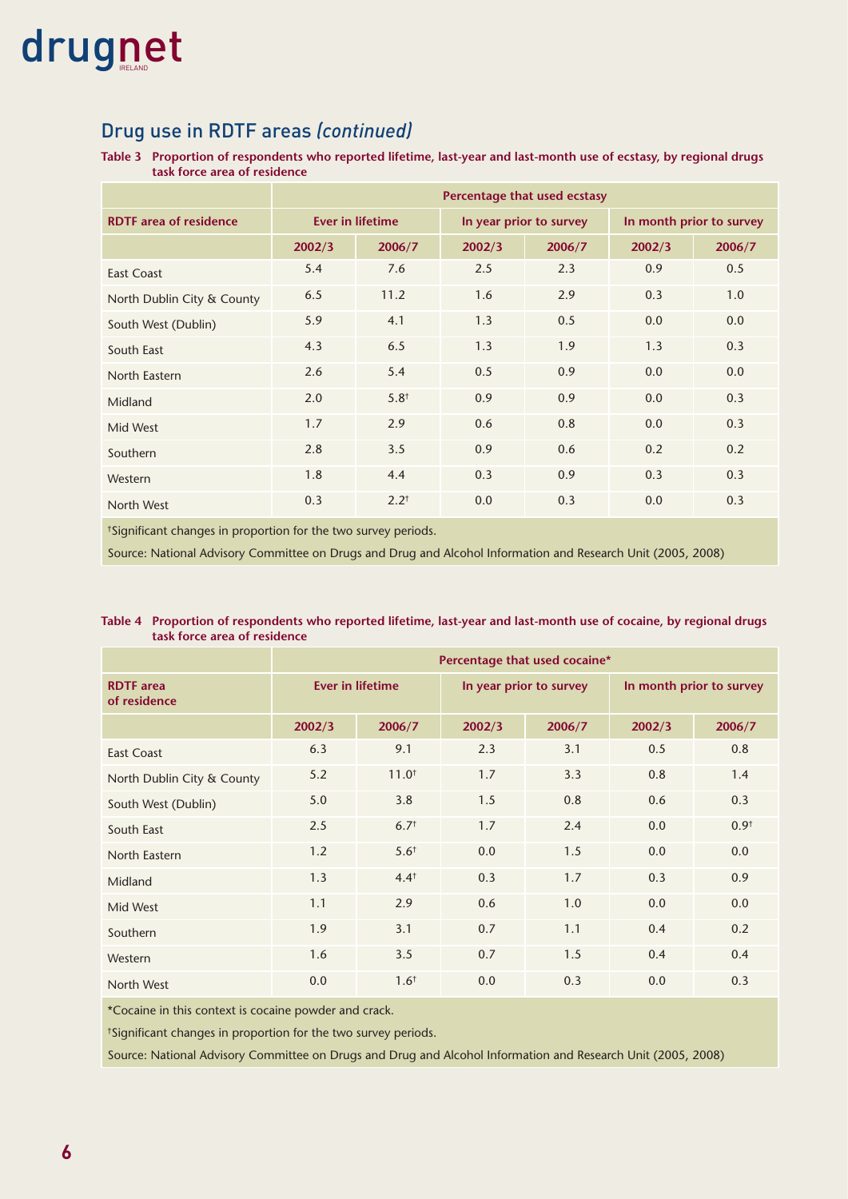## Drug use in RDTF areas *(continued)*

**Table 3 Proportion of respondents who reported lifetime, last-year and last-month use of ecstasy, by regional drugs task force area of residence**

| | Percentage that used ecstasy | | | | | |
|---|---|---|---|---|---|---|
| **RDTF area of residence** | **Ever in lifetime** | | **In year prior to survey** | | **In month prior to survey** | |
| | **2002/3** | **2006/7** | **2002/3** | **2006/7** | **2002/3** | **2006/7** |
| East Coast | 5.4 | 7.6 | 2.5 | 2.3 | 0.9 | 0.5 |
| North Dublin City & County | 6.5 | 11.2 | 1.6 | 2.9 | 0.3 | 1.0 |
| South West (Dublin) | 5.9 | 4.1 | 1.3 | 0.5 | 0.0 | 0.0 |
| South East | 4.3 | 6.5 | 1.3 | 1.9 | 1.3 | 0.3 |
| North Eastern | 2.6 | 5.4 | 0.5 | 0.9 | 0.0 | 0.0 |
| Midland | 2.0 | 5.8† | 0.9 | 0.9 | 0.0 | 0.3 |
| Mid West | 1.7 | 2.9 | 0.6 | 0.8 | 0.0 | 0.3 |
| Southern | 2.8 | 3.5 | 0.9 | 0.6 | 0.2 | 0.2 |
| Western | 1.8 | 4.4 | 0.3 | 0.9 | 0.3 | 0.3 |
| North West | 0.3 | 2.2† | 0.0 | 0.3 | 0.0 | 0.3 |

†Significant changes in proportion for the two survey periods.

Source: National Advisory Committee on Drugs and Drug and Alcohol Information and Research Unit (2005, 2008)

**Table 4 Proportion of respondents who reported lifetime, last-year and last-month use of cocaine, by regional drugs task force area of residence**

| | Percentage that used cocaine* | | | | | |
|---|---|---|---|---|---|---|
| **RDTF area of residence** | **Ever in lifetime** | | **In year prior to survey** | | **In month prior to survey** | |
| | **2002/3** | **2006/7** | **2002/3** | **2006/7** | **2002/3** | **2006/7** |
| East Coast | 6.3 | 9.1 | 2.3 | 3.1 | 0.5 | 0.8 |
| North Dublin City & County | 5.2 | 11.0† | 1.7 | 3.3 | 0.8 | 1.4 |
| South West (Dublin) | 5.0 | 3.8 | 1.5 | 0.8 | 0.6 | 0.3 |
| South East | 2.5 | 6.7† | 1.7 | 2.4 | 0.0 | 0.9† |
| North Eastern | 1.2 | 5.6† | 0.0 | 1.5 | 0.0 | 0.0 |
| Midland | 1.3 | 4.4† | 0.3 | 1.7 | 0.3 | 0.9 |
| Mid West | 1.1 | 2.9 | 0.6 | 1.0 | 0.0 | 0.0 |
| Southern | 1.9 | 3.1 | 0.7 | 1.1 | 0.4 | 0.2 |
| Western | 1.6 | 3.5 | 0.7 | 1.5 | 0.4 | 0.4 |
| North West | 0.0 | 1.6† | 0.0 | 0.3 | 0.0 | 0.3 |

*Cocaine in this context is cocaine powder and crack.

†Significant changes in proportion for the two survey periods.

Source: National Advisory Committee on Drugs and Drug and Alcohol Information and Research Unit (2005, 2008)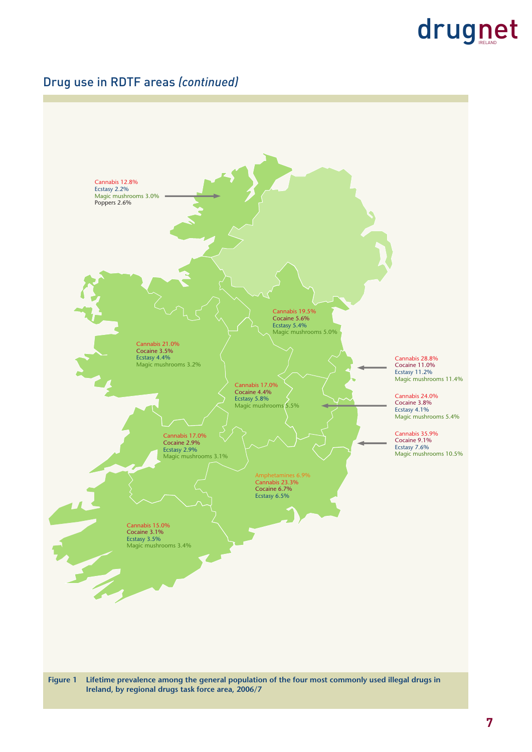## Drug use in RDTF areas *(continued)*

Cannabis 12.8%
Ecstasy 2.2%
Magic mushrooms 3.0%
Poppers 2.6%

Cannabis 19.5%
Cocaine 5.6%
Ecstasy 5.4%
Magic mushrooms 5.0%

Cannabis 21.0%
Cocaine 3.5%
Ecstasy 4.4%
Magic mushrooms 3.2%

Cannabis 28.8%
Cocaine 11.0%
Ecstasy 11.2%
Magic mushrooms 11.4%

Cannabis 17.0%
Cocaine 4.4%
Ecstasy 5.8%
Magic mushrooms 5.5%

Cannabis 24.0%
Cocaine 3.8%
Ecstasy 4.1%
Magic mushrooms 5.4%

Cannabis 17.0%
Cocaine 2.9%
Ecstasy 2.9%
Magic mushrooms 3.1%

Cannabis 35.9%
Cocaine 9.1%
Ecstasy 7.6%
Magic mushrooms 10.5%

Amphetamines 6.9%
Cannabis 23.3%
Cocaine 6.7%
Ecstasy 6.5%

Cannabis 15.0%
Cocaine 3.1%
Ecstasy 3.5%
Magic mushrooms 3.4%

**Figure 1 Lifetime prevalence among the general population of the four most commonly used illegal drugs in Ireland, by regional drugs task force area, 2006/7**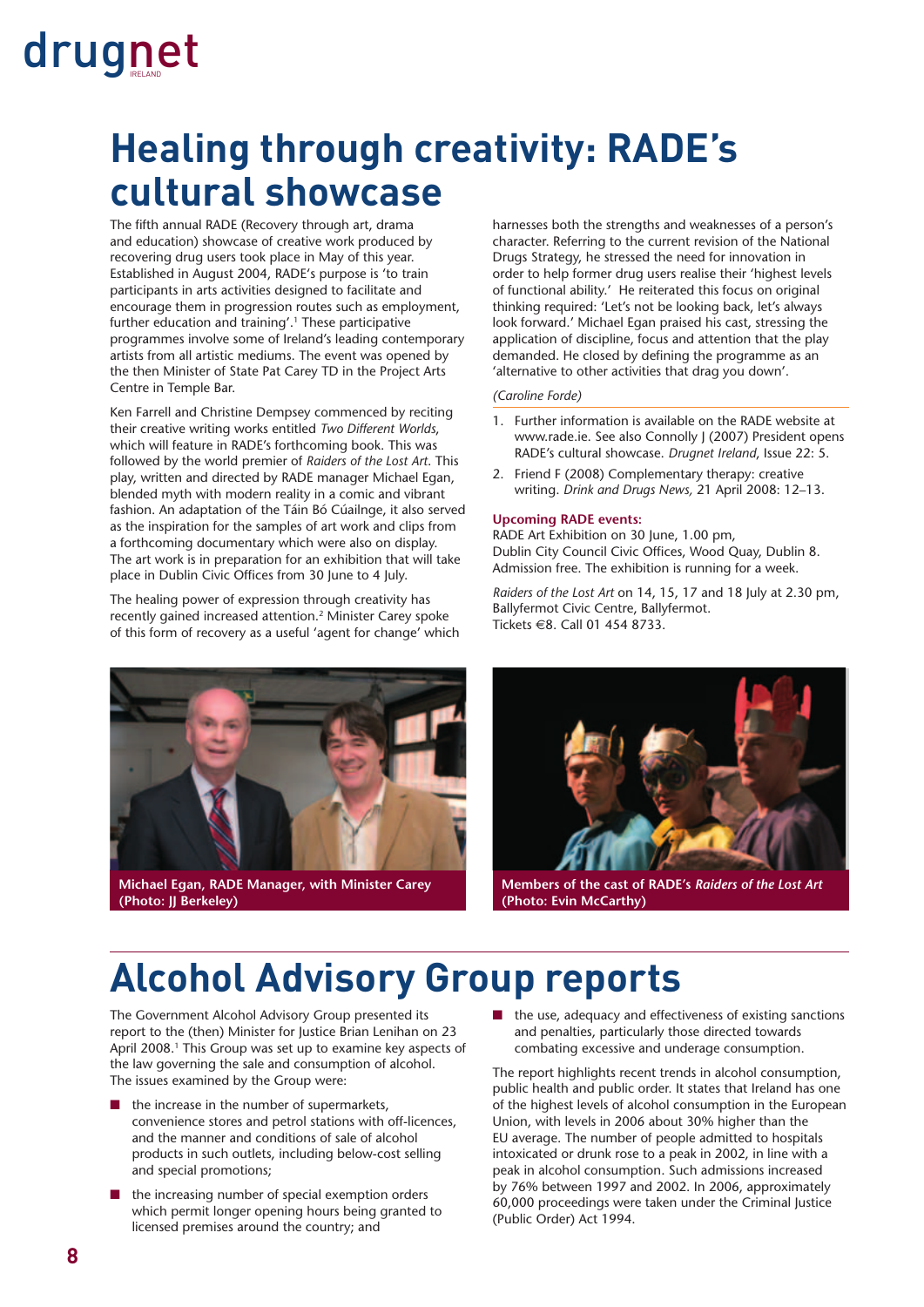# Healing through creativity: RADE's cultural showcase

The fifth annual RADE (Recovery through art, drama and education) showcase of creative work produced by recovering drug users took place in May of this year. Established in August 2004, RADE's purpose is 'to train participants in arts activities designed to facilitate and encourage them in progression routes such as employment, further education and training'.[1] These participative programmes involve some of Ireland's leading contemporary artists from all artistic mediums. The event was opened by the then Minister of State Pat Carey TD in the Project Arts Centre in Temple Bar.

Ken Farrell and Christine Dempsey commenced by reciting their creative writing works entitled *Two Different Worlds*, which will feature in RADE's forthcoming book. This was followed by the world premier of *Raiders of the Lost Art*. This play, written and directed by RADE manager Michael Egan, blended myth with modern reality in a comic and vibrant fashion. An adaptation of the Táin Bó Cúailnge, it also served as the inspiration for the samples of art work and clips from a forthcoming documentary which were also on display. The art work is in preparation for an exhibition that will take place in Dublin Civic Offices from 30 June to 4 July.

The healing power of expression through creativity has recently gained increased attention.[2] Minister Carey spoke of this form of recovery as a useful 'agent for change' which harnesses both the strengths and weaknesses of a person's character. Referring to the current revision of the National Drugs Strategy, he stressed the need for innovation in order to help former drug users realise their 'highest levels of functional ability.' He reiterated this focus on original thinking required: 'Let's not be looking back, let's always look forward.' Michael Egan praised his cast, stressing the application of discipline, focus and attention that the play demanded. He closed by defining the programme as an 'alternative to other activities that drag you down'.

*(Caroline Forde)*

1. Further information is available on the RADE website at www.rade.ie. See also Connolly J (2007) President opens RADE's cultural showcase. *Drugnet Ireland*, Issue 22: 5.
2. Friend F (2008) Complementary therapy: creative writing. *Drink and Drugs News*, 21 April 2008: 12–13.

**Upcoming RADE events:**
RADE Art Exhibition on 30 June, 1.00 pm,
Dublin City Council Civic Offices, Wood Quay, Dublin 8.
Admission free. The exhibition is running for a week.

*Raiders of the Lost Art* on 14, 15, 17 and 18 July at 2.30 pm,
Ballyfermot Civic Centre, Ballyfermot.
Tickets €8. Call 01 454 8733.

**Michael Egan, RADE Manager, with Minister Carey (Photo: JJ Berkeley)**

**Members of the cast of RADE's *Raiders of the Lost Art* (Photo: Evin McCarthy)**

# Alcohol Advisory Group reports

The Government Alcohol Advisory Group presented its report to the (then) Minister for Justice Brian Lenihan on 23 April 2008.[1] This Group was set up to examine key aspects of the law governing the sale and consumption of alcohol. The issues examined by the Group were:

- the increase in the number of supermarkets, convenience stores and petrol stations with off-licences, and the manner and conditions of sale of alcohol products in such outlets, including below-cost selling and special promotions;
- the increasing number of special exemption orders which permit longer opening hours being granted to licensed premises around the country; and
- the use, adequacy and effectiveness of existing sanctions and penalties, particularly those directed towards combating excessive and underage consumption.

The report highlights recent trends in alcohol consumption, public health and public order. It states that Ireland has one of the highest levels of alcohol consumption in the European Union, with levels in 2006 about 30% higher than the EU average. The number of people admitted to hospitals intoxicated or drunk rose to a peak in 2002, in line with a peak in alcohol consumption. Such admissions increased by 76% between 1997 and 2002. In 2006, approximately 60,000 proceedings were taken under the Criminal Justice (Public Order) Act 1994.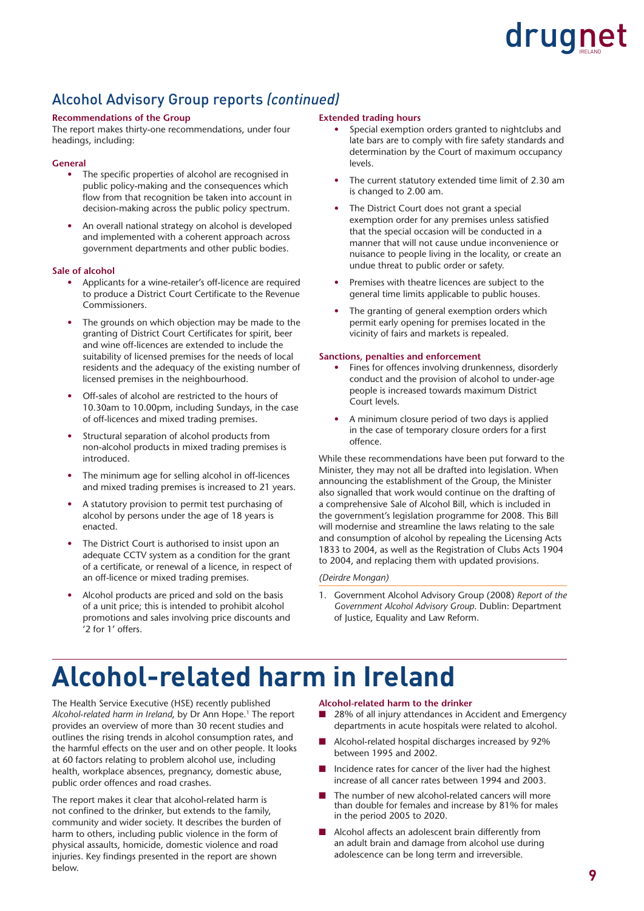## Alcohol Advisory Group reports *(continued)*

**Recommendations of the Group**

The report makes thirty-one recommendations, under four headings, including:

**General**

- The specific properties of alcohol are recognised in public policy-making and the consequences which flow from that recognition be taken into account in decision-making across the public policy spectrum.
- An overall national strategy on alcohol is developed and implemented with a coherent approach across government departments and other public bodies.

**Sale of alcohol**

- Applicants for a wine-retailer's off-licence are required to produce a District Court Certificate to the Revenue Commissioners.
- The grounds on which objection may be made to the granting of District Court Certificates for spirit, beer and wine off-licences are extended to include the suitability of licensed premises for the needs of local residents and the adequacy of the existing number of licensed premises in the neighbourhood.
- Off-sales of alcohol are restricted to the hours of 10.30am to 10.00pm, including Sundays, in the case of off-licences and mixed trading premises.
- Structural separation of alcohol products from non-alcohol products in mixed trading premises is introduced.
- The minimum age for selling alcohol in off-licences and mixed trading premises is increased to 21 years.
- A statutory provision to permit test purchasing of alcohol by persons under the age of 18 years is enacted.
- The District Court is authorised to insist upon an adequate CCTV system as a condition for the grant of a certificate, or renewal of a licence, in respect of an off-licence or mixed trading premises.
- Alcohol products are priced and sold on the basis of a unit price; this is intended to prohibit alcohol promotions and sales involving price discounts and '2 for 1' offers.

**Extended trading hours**

- Special exemption orders granted to nightclubs and late bars are to comply with fire safety standards and determination by the Court of maximum occupancy levels.
- The current statutory extended time limit of 2.30 am is changed to 2.00 am.
- The District Court does not grant a special exemption order for any premises unless satisfied that the special occasion will be conducted in a manner that will not cause undue inconvenience or nuisance to people living in the locality, or create an undue threat to public order or safety.
- Premises with theatre licences are subject to the general time limits applicable to public houses.
- The granting of general exemption orders which permit early opening for premises located in the vicinity of fairs and markets is repealed.

**Sanctions, penalties and enforcement**

- Fines for offences involving drunkenness, disorderly conduct and the provision of alcohol to under-age people is increased towards maximum District Court levels.
- A minimum closure period of two days is applied in the case of temporary closure orders for a first offence.

While these recommendations have been put forward to the Minister, they may not all be drafted into legislation. When announcing the establishment of the Group, the Minister also signalled that work would continue on the drafting of a comprehensive Sale of Alcohol Bill, which is included in the government's legislation programme for 2008. This Bill will modernise and streamline the laws relating to the sale and consumption of alcohol by repealing the Licensing Acts 1833 to 2004, as well as the Registration of Clubs Acts 1904 to 2004, and replacing them with updated provisions.

*(Deirdre Mongan)*

1. Government Alcohol Advisory Group (2008) *Report of the Government Alcohol Advisory Group*. Dublin: Department of Justice, Equality and Law Reform.

# Alcohol-related harm in Ireland

The Health Service Executive (HSE) recently published *Alcohol-related harm in Ireland*, by Dr Ann Hope.[1] The report provides an overview of more than 30 recent studies and outlines the rising trends in alcohol consumption rates, and the harmful effects on the user and on other people. It looks at 60 factors relating to problem alcohol use, including health, workplace absences, pregnancy, domestic abuse, public order offences and road crashes.

The report makes it clear that alcohol-related harm is not confined to the drinker, but extends to the family, community and wider society. It describes the burden of harm to others, including public violence in the form of physical assaults, homicide, domestic violence and road injuries. Key findings presented in the report are shown below.

**Alcohol-related harm to the drinker**

- 28% of all injury attendances in Accident and Emergency departments in acute hospitals were related to alcohol.
- Alcohol-related hospital discharges increased by 92% between 1995 and 2002.
- Incidence rates for cancer of the liver had the highest increase of all cancer rates between 1994 and 2003.
- The number of new alcohol-related cancers will more than double for females and increase by 81% for males in the period 2005 to 2020.
- Alcohol affects an adolescent brain differently from an adult brain and damage from alcohol use during adolescence can be long term and irreversible.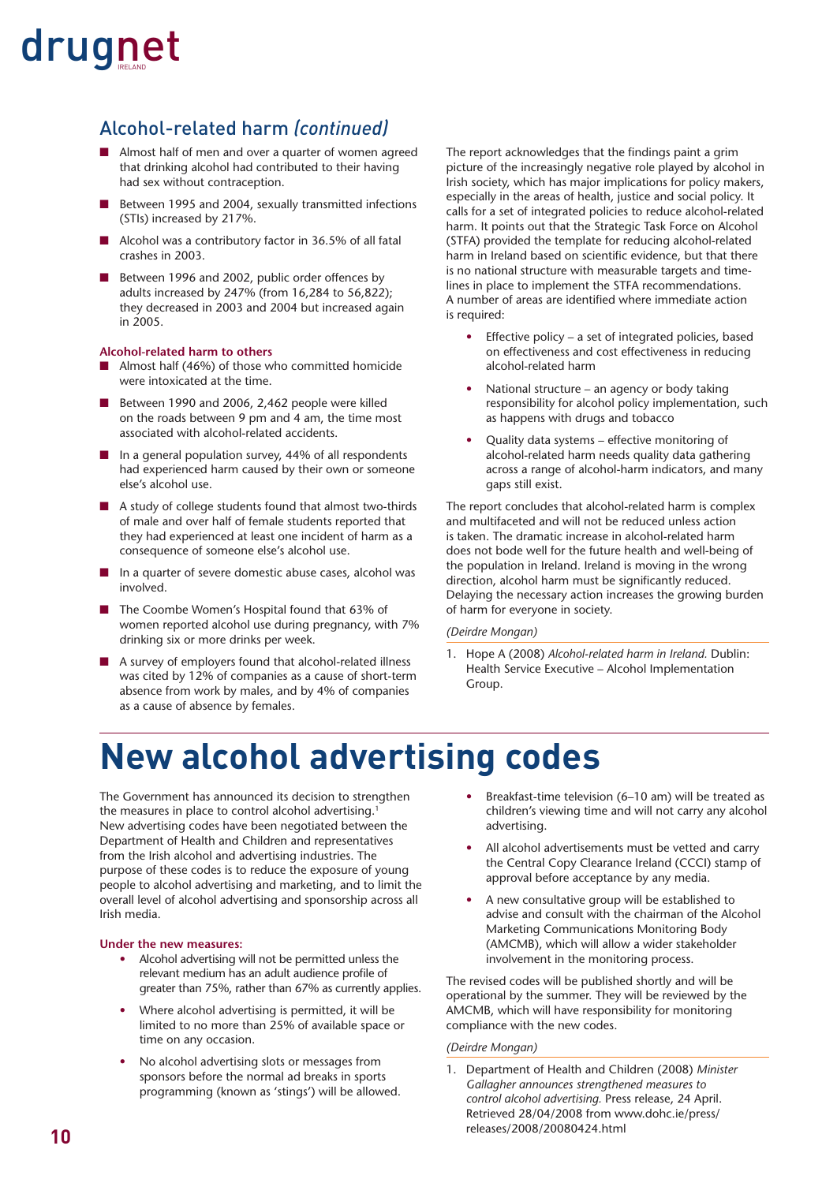## Alcohol-related harm *(continued)*

- Almost half of men and over a quarter of women agreed that drinking alcohol had contributed to their having had sex without contraception.
- Between 1995 and 2004, sexually transmitted infections (STIs) increased by 217%.
- Alcohol was a contributory factor in 36.5% of all fatal crashes in 2003.
- Between 1996 and 2002, public order offences by adults increased by 247% (from 16,284 to 56,822); they decreased in 2003 and 2004 but increased again in 2005.

**Alcohol-related harm to others**

- Almost half (46%) of those who committed homicide were intoxicated at the time.
- Between 1990 and 2006, 2,462 people were killed on the roads between 9 pm and 4 am, the time most associated with alcohol-related accidents.
- In a general population survey, 44% of all respondents had experienced harm caused by their own or someone else's alcohol use.
- A study of college students found that almost two-thirds of male and over half of female students reported that they had experienced at least one incident of harm as a consequence of someone else's alcohol use.
- In a quarter of severe domestic abuse cases, alcohol was involved.
- The Coombe Women's Hospital found that 63% of women reported alcohol use during pregnancy, with 7% drinking six or more drinks per week.
- A survey of employers found that alcohol-related illness was cited by 12% of companies as a cause of short-term absence from work by males, and by 4% of companies as a cause of absence by females.

The report acknowledges that the findings paint a grim picture of the increasingly negative role played by alcohol in Irish society, which has major implications for policy makers, especially in the areas of health, justice and social policy. It calls for a set of integrated policies to reduce alcohol-related harm. It points out that the Strategic Task Force on Alcohol (STFA) provided the template for reducing alcohol-related harm in Ireland based on scientific evidence, but that there is no national structure with measurable targets and time-lines in place to implement the STFA recommendations. A number of areas are identified where immediate action is required:

- Effective policy – a set of integrated policies, based on effectiveness and cost effectiveness in reducing alcohol-related harm
- National structure – an agency or body taking responsibility for alcohol policy implementation, such as happens with drugs and tobacco
- Quality data systems – effective monitoring of alcohol-related harm needs quality data gathering across a range of alcohol-harm indicators, and many gaps still exist.

The report concludes that alcohol-related harm is complex and multifaceted and will not be reduced unless action is taken. The dramatic increase in alcohol-related harm does not bode well for the future health and well-being of the population in Ireland. Ireland is moving in the wrong direction, alcohol harm must be significantly reduced. Delaying the necessary action increases the growing burden of harm for everyone in society.

*(Deirdre Mongan)*

1. Hope A (2008) *Alcohol-related harm in Ireland.* Dublin: Health Service Executive – Alcohol Implementation Group.

# New alcohol advertising codes

The Government has announced its decision to strengthen the measures in place to control alcohol advertising.[1] New advertising codes have been negotiated between the Department of Health and Children and representatives from the Irish alcohol and advertising industries. The purpose of these codes is to reduce the exposure of young people to alcohol advertising and marketing, and to limit the overall level of alcohol advertising and sponsorship across all Irish media.

**Under the new measures:**

- Alcohol advertising will not be permitted unless the relevant medium has an adult audience profile of greater than 75%, rather than 67% as currently applies.
- Where alcohol advertising is permitted, it will be limited to no more than 25% of available space or time on any occasion.
- No alcohol advertising slots or messages from sponsors before the normal ad breaks in sports programming (known as 'stings') will be allowed.
- Breakfast-time television (6–10 am) will be treated as children's viewing time and will not carry any alcohol advertising.
- All alcohol advertisements must be vetted and carry the Central Copy Clearance Ireland (CCCI) stamp of approval before acceptance by any media.
- A new consultative group will be established to advise and consult with the chairman of the Alcohol Marketing Communications Monitoring Body (AMCMB), which will allow a wider stakeholder involvement in the monitoring process.

The revised codes will be published shortly and will be operational by the summer. They will be reviewed by the AMCMB, which will have responsibility for monitoring compliance with the new codes.

*(Deirdre Mongan)*

1. Department of Health and Children (2008) *Minister Gallagher announces strengthened measures to control alcohol advertising.* Press release, 24 April. Retrieved 28/04/2008 from www.dohc.ie/press/releases/2008/20080424.html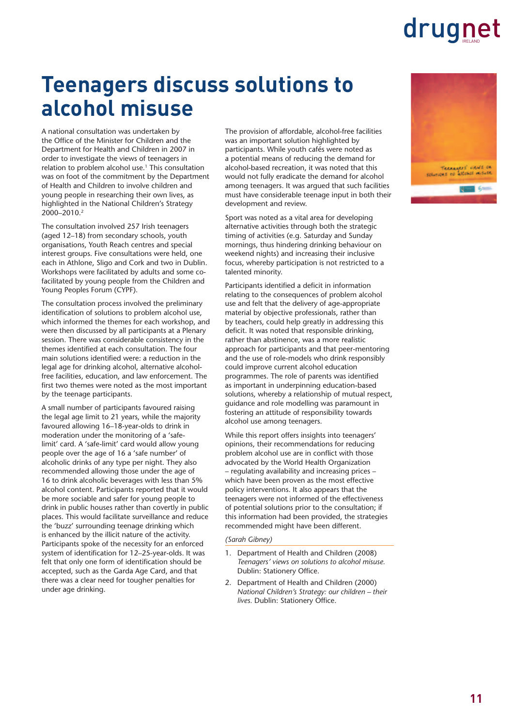# Teenagers discuss solutions to alcohol misuse

A national consultation was undertaken by the Office of the Minister for Children and the Department for Health and Children in 2007 in order to investigate the views of teenagers in relation to problem alcohol use.[1] This consultation was on foot of the commitment by the Department of Health and Children to involve children and young people in researching their own lives, as highlighted in the National Children's Strategy 2000–2010.[2]

The consultation involved 257 Irish teenagers (aged 12–18) from secondary schools, youth organisations, Youth Reach centres and special interest groups. Five consultations were held, one each in Athlone, Sligo and Cork and two in Dublin. Workshops were facilitated by adults and some co-facilitated by young people from the Children and Young Peoples Forum (CYPF).

The consultation process involved the preliminary identification of solutions to problem alcohol use, which informed the themes for each workshop, and were then discussed by all participants at a Plenary session. There was considerable consistency in the themes identified at each consultation. The four main solutions identified were: a reduction in the legal age for drinking alcohol, alternative alcohol-free facilities, education, and law enforcement. The first two themes were noted as the most important by the teenage participants.

A small number of participants favoured raising the legal age limit to 21 years, while the majority favoured allowing 16–18-year-olds to drink in moderation under the monitoring of a 'safe-limit' card. A 'safe-limit' card would allow young people over the age of 16 a 'safe number' of alcoholic drinks of any type per night. They also recommended allowing those under the age of 16 to drink alcoholic beverages with less than 5% alcohol content. Participants reported that it would be more sociable and safer for young people to drink in public houses rather than covertly in public places. This would facilitate surveillance and reduce the 'buzz' surrounding teenage drinking which is enhanced by the illicit nature of the activity. Participants spoke of the necessity for an enforced system of identification for 12–25-year-olds. It was felt that only one form of identification should be accepted, such as the Garda Age Card, and that there was a clear need for tougher penalties for under age drinking.

The provision of affordable, alcohol-free facilities was an important solution highlighted by participants. While youth cafés were noted as a potential means of reducing the demand for alcohol-based recreation, it was noted that this would not fully eradicate the demand for alcohol among teenagers. It was argued that such facilities must have considerable teenage input in both their development and review.

Sport was noted as a vital area for developing alternative activities through both the strategic timing of activities (e.g. Saturday and Sunday mornings, thus hindering drinking behaviour on weekend nights) and increasing their inclusive focus, whereby participation is not restricted to a talented minority.

Participants identified a deficit in information relating to the consequences of problem alcohol use and felt that the delivery of age-appropriate material by objective professionals, rather than by teachers, could help greatly in addressing this deficit. It was noted that responsible drinking, rather than abstinence, was a more realistic approach for participants and that peer-mentoring and the use of role-models who drink responsibly could improve current alcohol education programmes. The role of parents was identified as important in underpinning education-based solutions, whereby a relationship of mutual respect, guidance and role modelling was paramount in fostering an attitude of responsibility towards alcohol use among teenagers.

While this report offers insights into teenagers' opinions, their recommendations for reducing problem alcohol use are in conflict with those advocated by the World Health Organization – regulating availability and increasing prices – which have been proven as the most effective policy interventions. It also appears that the teenagers were not informed of the effectiveness of potential solutions prior to the consultation; if this information had been provided, the strategies recommended might have been different.

*(Sarah Gibney)*

1. Department of Health and Children (2008) *Teenagers' views on solutions to alcohol misuse.* Dublin: Stationery Office.
2. Department of Health and Children (2000) *National Children's Strategy: our children – their lives.* Dublin: Stationery Office.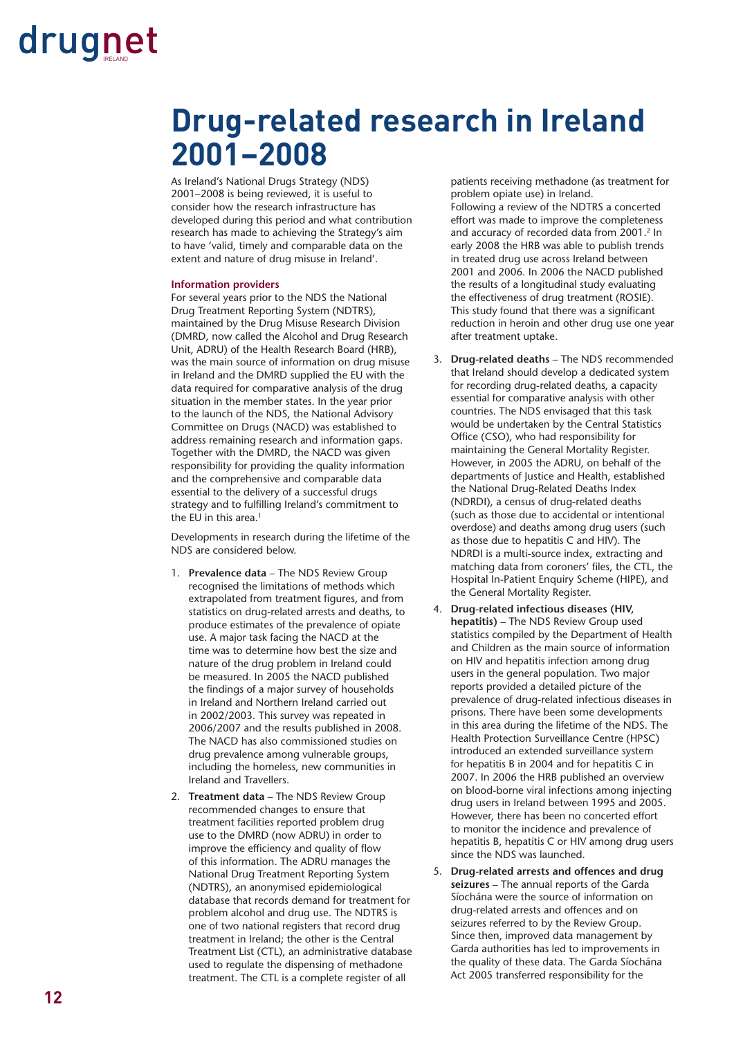# Drug-related research in Ireland 2001–2008

As Ireland's National Drugs Strategy (NDS) 2001–2008 is being reviewed, it is useful to consider how the research infrastructure has developed during this period and what contribution research has made to achieving the Strategy's aim to have 'valid, timely and comparable data on the extent and nature of drug misuse in Ireland'.

### Information providers

For several years prior to the NDS the National Drug Treatment Reporting System (NDTRS), maintained by the Drug Misuse Research Division (DMRD, now called the Alcohol and Drug Research Unit, ADRU) of the Health Research Board (HRB), was the main source of information on drug misuse in Ireland and the DMRD supplied the EU with the data required for comparative analysis of the drug situation in the member states. In the year prior to the launch of the NDS, the National Advisory Committee on Drugs (NACD) was established to address remaining research and information gaps. Together with the DMRD, the NACD was given responsibility for providing the quality information and the comprehensive and comparable data essential to the delivery of a successful drugs strategy and to fulfilling Ireland's commitment to the EU in this area.[1]

Developments in research during the lifetime of the NDS are considered below.

1. **Prevalence data** – The NDS Review Group recognised the limitations of methods which extrapolated from treatment figures, and from statistics on drug-related arrests and deaths, to produce estimates of the prevalence of opiate use. A major task facing the NACD at the time was to determine how best the size and nature of the drug problem in Ireland could be measured. In 2005 the NACD published the findings of a major survey of households in Ireland and Northern Ireland carried out in 2002/2003. This survey was repeated in 2006/2007 and the results published in 2008. The NACD has also commissioned studies on drug prevalence among vulnerable groups, including the homeless, new communities in Ireland and Travellers.
2. **Treatment data** – The NDS Review Group recommended changes to ensure that treatment facilities reported problem drug use to the DMRD (now ADRU) in order to improve the efficiency and quality of flow of this information. The ADRU manages the National Drug Treatment Reporting System (NDTRS), an anonymised epidemiological database that records demand for treatment for problem alcohol and drug use. The NDTRS is one of two national registers that record drug treatment in Ireland; the other is the Central Treatment List (CTL), an administrative database used to regulate the dispensing of methadone treatment. The CTL is a complete register of all patients receiving methadone (as treatment for problem opiate use) in Ireland.
   Following a review of the NDTRS a concerted effort was made to improve the completeness and accuracy of recorded data from 2001.[2] In early 2008 the HRB was able to publish trends in treated drug use across Ireland between 2001 and 2006. In 2006 the NACD published the results of a longitudinal study evaluating the effectiveness of drug treatment (ROSIE). This study found that there was a significant reduction in heroin and other drug use one year after treatment uptake.
3. **Drug-related deaths** – The NDS recommended that Ireland should develop a dedicated system for recording drug-related deaths, a capacity essential for comparative analysis with other countries. The NDS envisaged that this task would be undertaken by the Central Statistics Office (CSO), who had responsibility for maintaining the General Mortality Register. However, in 2005 the ADRU, on behalf of the departments of Justice and Health, established the National Drug-Related Deaths Index (NDRDI), a census of drug-related deaths (such as those due to accidental or intentional overdose) and deaths among drug users (such as those due to hepatitis C and HIV). The NDRDI is a multi-source index, extracting and matching data from coroners' files, the CTL, the Hospital In-Patient Enquiry Scheme (HIPE), and the General Mortality Register.
4. **Drug-related infectious diseases (HIV, hepatitis)** – The NDS Review Group used statistics compiled by the Department of Health and Children as the main source of information on HIV and hepatitis infection among drug users in the general population. Two major reports provided a detailed picture of the prevalence of drug-related infectious diseases in prisons. There have been some developments in this area during the lifetime of the NDS. The Health Protection Surveillance Centre (HPSC) introduced an extended surveillance system for hepatitis B in 2004 and for hepatitis C in 2007. In 2006 the HRB published an overview on blood-borne viral infections among injecting drug users in Ireland between 1995 and 2005. However, there has been no concerted effort to monitor the incidence and prevalence of hepatitis B, hepatitis C or HIV among drug users since the NDS was launched.
5. **Drug-related arrests and offences and drug seizures** – The annual reports of the Garda Síochána were the source of information on drug-related arrests and offences and on seizures referred to by the Review Group. Since then, improved data management by Garda authorities has led to improvements in the quality of these data. The Garda Síochána Act 2005 transferred responsibility for the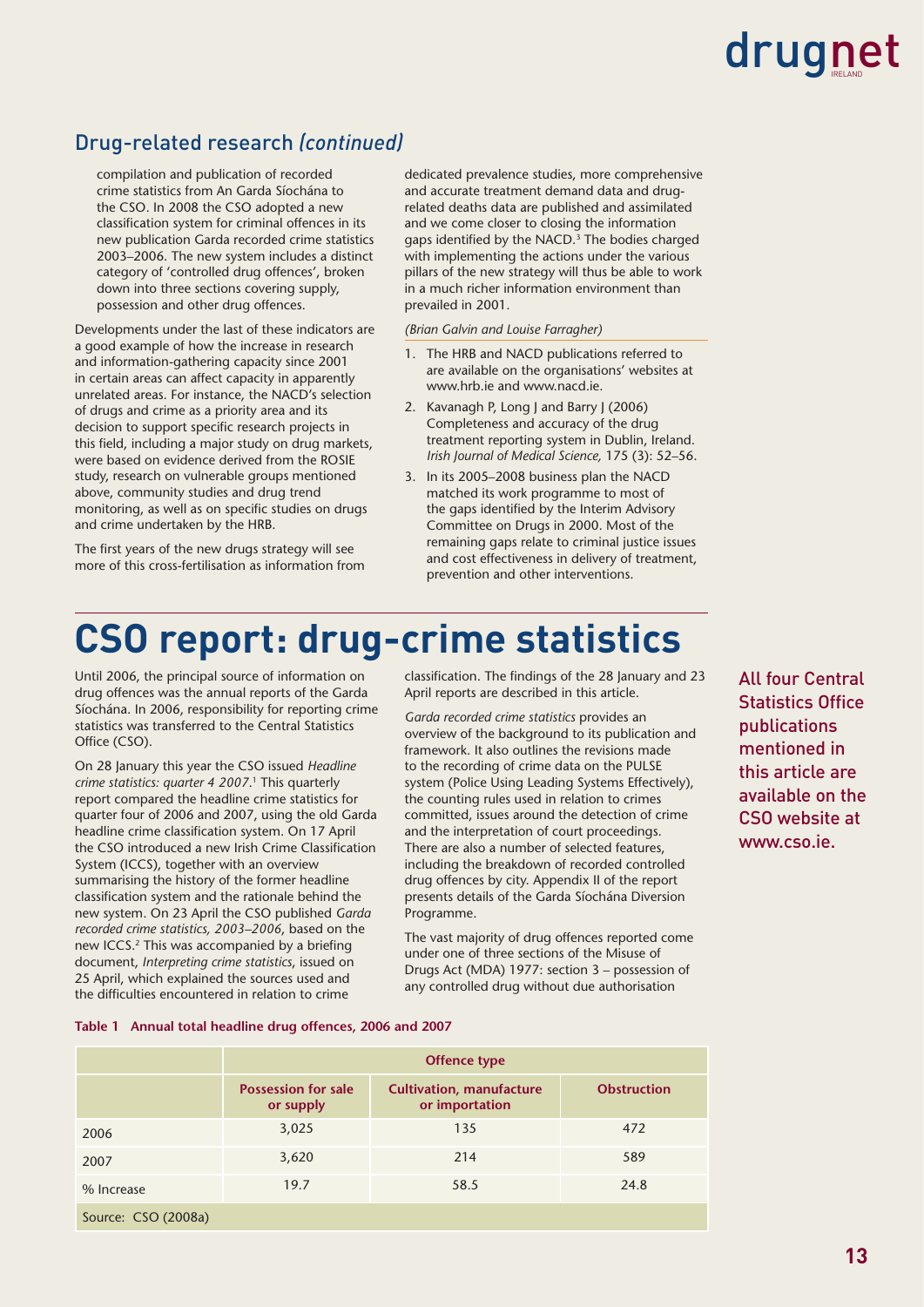## Drug-related research *(continued)*

compilation and publication of recorded crime statistics from An Garda Síochána to the CSO. In 2008 the CSO adopted a new classification system for criminal offences in its new publication Garda recorded crime statistics 2003–2006. The new system includes a distinct category of 'controlled drug offences', broken down into three sections covering supply, possession and other drug offences.

Developments under the last of these indicators are a good example of how the increase in research and information-gathering capacity since 2001 in certain areas can affect capacity in apparently unrelated areas. For instance, the NACD's selection of drugs and crime as a priority area and its decision to support specific research projects in this field, including a major study on drug markets, were based on evidence derived from the ROSIE study, research on vulnerable groups mentioned above, community studies and drug trend monitoring, as well as on specific studies on drugs and crime undertaken by the HRB.

The first years of the new drugs strategy will see more of this cross-fertilisation as information from dedicated prevalence studies, more comprehensive and accurate treatment demand data and drug-related deaths data are published and assimilated and we come closer to closing the information gaps identified by the NACD.[3] The bodies charged with implementing the actions under the various pillars of the new strategy will thus be able to work in a much richer information environment than prevailed in 2001.

*(Brian Galvin and Louise Farragher)*

1. The HRB and NACD publications referred to are available on the organisations' websites at www.hrb.ie and www.nacd.ie.
2. Kavanagh P, Long J and Barry J (2006) Completeness and accuracy of the drug treatment reporting system in Dublin, Ireland. *Irish Journal of Medical Science,* 175 (3): 52–56.
3. In its 2005–2008 business plan the NACD matched its work programme to most of the gaps identified by the Interim Advisory Committee on Drugs in 2000. Most of the remaining gaps relate to criminal justice issues and cost effectiveness in delivery of treatment, prevention and other interventions.

# CSO report: drug-crime statistics

Until 2006, the principal source of information on drug offences was the annual reports of the Garda Síochána. In 2006, responsibility for reporting crime statistics was transferred to the Central Statistics Office (CSO).

On 28 January this year the CSO issued *Headline crime statistics: quarter 4 2007*.[1] This quarterly report compared the headline crime statistics for quarter four of 2006 and 2007, using the old Garda headline crime classification system. On 17 April the CSO introduced a new Irish Crime Classification System (ICCS), together with an overview summarising the history of the former headline classification system and the rationale behind the new system. On 23 April the CSO published *Garda recorded crime statistics, 2003–2006*, based on the new ICCS.[2] This was accompanied by a briefing document, *Interpreting crime statistics*, issued on 25 April, which explained the sources used and the difficulties encountered in relation to crime classification. The findings of the 28 January and 23 April reports are described in this article.

*Garda recorded crime statistics* provides an overview of the background to its publication and framework. It also outlines the revisions made to the recording of crime data on the PULSE system (Police Using Leading Systems Effectively), the counting rules used in relation to crimes committed, issues around the detection of crime and the interpretation of court proceedings. There are also a number of selected features, including the breakdown of recorded controlled drug offences by city. Appendix II of the report presents details of the Garda Síochána Diversion Programme.

The vast majority of drug offences reported come under one of three sections of the Misuse of Drugs Act (MDA) 1977: section 3 – possession of any controlled drug without due authorisation

All four Central Statistics Office publications mentioned in this article are available on the CSO website at www.cso.ie.

**Table 1 Annual total headline drug offences, 2006 and 2007**

| | Offence type | | |
|---|---|---|---|
| | Possession for sale or supply | Cultivation, manufacture or importation | Obstruction |
| 2006 | 3,025 | 135 | 472 |
| 2007 | 3,620 | 214 | 589 |
| % Increase | 19.7 | 58.5 | 24.8 |

Source: CSO (2008a)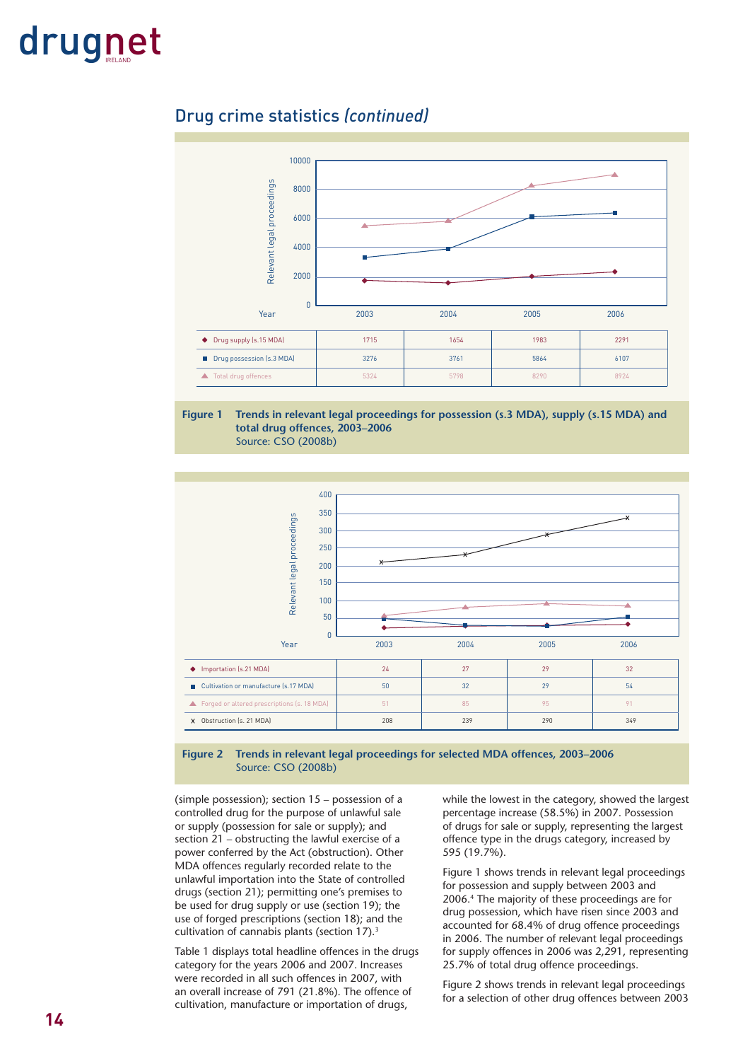## Drug crime statistics *(continued)*

| | 2003 | 2004 | 2005 | 2006 |
|---|---|---|---|---|
| Drug supply (s.15 MDA) | 1715 | 1654 | 1983 | 2291 |
| Drug possession (s.3 MDA) | 3276 | 3761 | 5864 | 6107 |
| Total drug offences | 5324 | 5798 | 8290 | 8924 |

**Figure 1 Trends in relevant legal proceedings for possession (s.3 MDA), supply (s.15 MDA) and total drug offences, 2003–2006**
Source: CSO (2008b)

| | 2003 | 2004 | 2005 | 2006 |
|---|---|---|---|---|
| Importation (s.21 MDA) | 24 | 27 | 29 | 32 |
| Cultivation or manufacture (s.17 MDA) | 50 | 32 | 29 | 54 |
| Forged or altered prescriptions (s. 18 MDA) | 51 | 85 | 95 | 91 |
| Obstruction (s. 21 MDA) | 208 | 239 | 290 | 349 |

**Figure 2 Trends in relevant legal proceedings for selected MDA offences, 2003–2006**
Source: CSO (2008b)

(simple possession); section 15 – possession of a controlled drug for the purpose of unlawful sale or supply (possession for sale or supply); and section 21 – obstructing the lawful exercise of a power conferred by the Act (obstruction). Other MDA offences regularly recorded relate to the unlawful importation into the State of controlled drugs (section 21); permitting one's premises to be used for drug supply or use (section 19); the use of forged prescriptions (section 18); and the cultivation of cannabis plants (section 17).[3]

Table 1 displays total headline offences in the drugs category for the years 2006 and 2007. Increases were recorded in all such offences in 2007, with an overall increase of 791 (21.8%). The offence of cultivation, manufacture or importation of drugs, while the lowest in the category, showed the largest percentage increase (58.5%) in 2007. Possession of drugs for sale or supply, representing the largest offence type in the drugs category, increased by 595 (19.7%).

Figure 1 shows trends in relevant legal proceedings for possession and supply between 2003 and 2006.[4] The majority of these proceedings are for drug possession, which have risen since 2003 and accounted for 68.4% of drug offence proceedings in 2006. The number of relevant legal proceedings for supply offences in 2006 was 2,291, representing 25.7% of total drug offence proceedings.

Figure 2 shows trends in relevant legal proceedings for a selection of other drug offences between 2003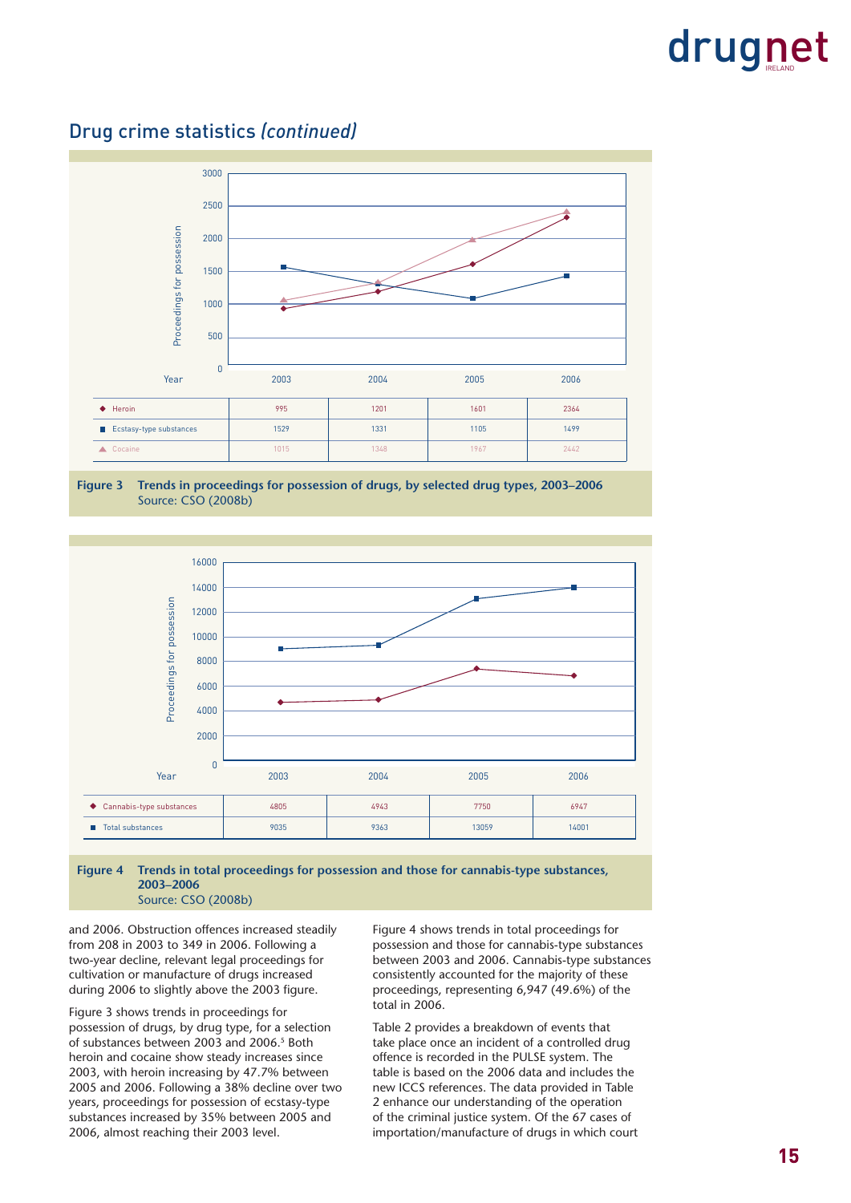## Drug crime statistics *(continued)*

| Year | 2003 | 2004 | 2005 | 2006 |
|---|---|---|---|---|
| Heroin | 995 | 1201 | 1601 | 2364 |
| Ecstasy-type substances | 1529 | 1331 | 1105 | 1499 |
| Cocaine | 1015 | 1348 | 1967 | 2442 |

**Figure 3 Trends in proceedings for possession of drugs, by selected drug types, 2003–2006**
Source: CSO (2008b)

| Year | 2003 | 2004 | 2005 | 2006 |
|---|---|---|---|---|
| Cannabis-type substances | 4805 | 4943 | 7750 | 6947 |
| Total substances | 9035 | 9363 | 13059 | 14001 |

**Figure 4 Trends in total proceedings for possession and those for cannabis-type substances, 2003–2006**
Source: CSO (2008b)

and 2006. Obstruction offences increased steadily from 208 in 2003 to 349 in 2006. Following a two-year decline, relevant legal proceedings for cultivation or manufacture of drugs increased during 2006 to slightly above the 2003 figure.

Figure 3 shows trends in proceedings for possession of drugs, by drug type, for a selection of substances between 2003 and 2006.[5] Both heroin and cocaine show steady increases since 2003, with heroin increasing by 47.7% between 2005 and 2006. Following a 38% decline over two years, proceedings for possession of ecstasy-type substances increased by 35% between 2005 and 2006, almost reaching their 2003 level.

Figure 4 shows trends in total proceedings for possession and those for cannabis-type substances between 2003 and 2006. Cannabis-type substances consistently accounted for the majority of these proceedings, representing 6,947 (49.6%) of the total in 2006.

Table 2 provides a breakdown of events that take place once an incident of a controlled drug offence is recorded in the PULSE system. The table is based on the 2006 data and includes the new ICCS references. The data provided in Table 2 enhance our understanding of the operation of the criminal justice system. Of the 67 cases of importation/manufacture of drugs in which court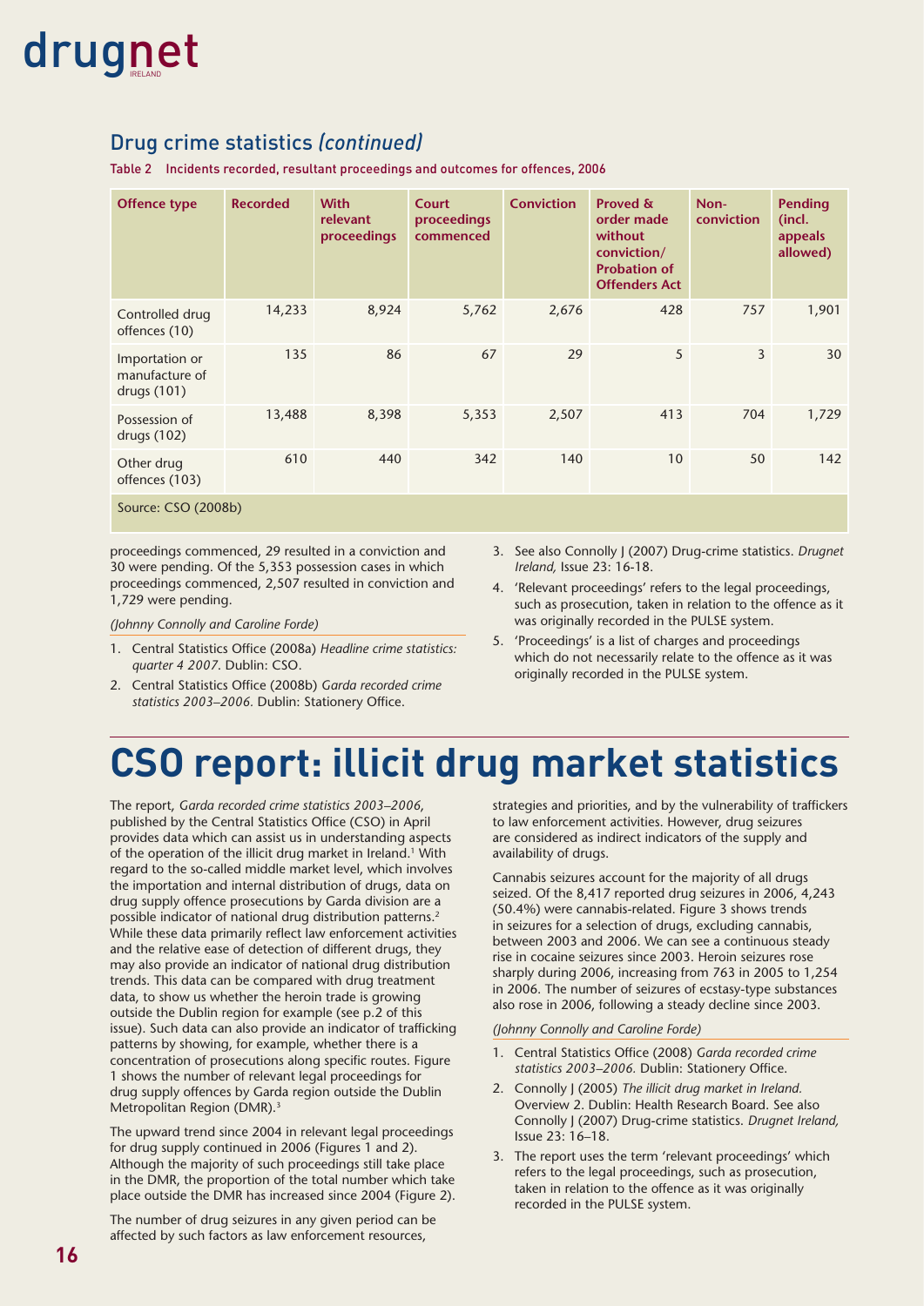## Drug crime statistics *(continued)*

Table 2 Incidents recorded, resultant proceedings and outcomes for offences, 2006

| Offence type | Recorded | With relevant proceedings | Court proceedings commenced | Conviction | Proved & order made without conviction/ Probation of Offenders Act | Non-conviction | Pending (incl. appeals allowed) |
|---|---|---|---|---|---|---|---|
| Controlled drug offences (10) | 14,233 | 8,924 | 5,762 | 2,676 | 428 | 757 | 1,901 |
| Importation or manufacture of drugs (101) | 135 | 86 | 67 | 29 | 5 | 3 | 30 |
| Possession of drugs (102) | 13,488 | 8,398 | 5,353 | 2,507 | 413 | 704 | 1,729 |
| Other drug offences (103) | 610 | 440 | 342 | 140 | 10 | 50 | 142 |

Source: CSO (2008b)

proceedings commenced, 29 resulted in a conviction and 30 were pending. Of the 5,353 possession cases in which proceedings commenced, 2,507 resulted in conviction and 1,729 were pending.

*(Johnny Connolly and Caroline Forde)*

1. Central Statistics Office (2008a) *Headline crime statistics: quarter 4 2007*. Dublin: CSO.
2. Central Statistics Office (2008b) *Garda recorded crime statistics 2003–2006*. Dublin: Stationery Office.
3. See also Connolly J (2007) Drug-crime statistics. *Drugnet Ireland,* Issue 23: 16-18.
4. 'Relevant proceedings' refers to the legal proceedings, such as prosecution, taken in relation to the offence as it was originally recorded in the PULSE system.
5. 'Proceedings' is a list of charges and proceedings which do not necessarily relate to the offence as it was originally recorded in the PULSE system.

# CSO report: illicit drug market statistics

The report, *Garda recorded crime statistics 2003–2006*, published by the Central Statistics Office (CSO) in April provides data which can assist us in understanding aspects of the operation of the illicit drug market in Ireland.[1] With regard to the so-called middle market level, which involves the importation and internal distribution of drugs, data on drug supply offence prosecutions by Garda division are a possible indicator of national drug distribution patterns.[2] While these data primarily reflect law enforcement activities and the relative ease of detection of different drugs, they may also provide an indicator of national drug distribution trends. This data can be compared with drug treatment data, to show us whether the heroin trade is growing outside the Dublin region for example (see p.2 of this issue). Such data can also provide an indicator of trafficking patterns by showing, for example, whether there is a concentration of prosecutions along specific routes. Figure 1 shows the number of relevant legal proceedings for drug supply offences by Garda region outside the Dublin Metropolitan Region (DMR).[3]

The upward trend since 2004 in relevant legal proceedings for drug supply continued in 2006 (Figures 1 and 2). Although the majority of such proceedings still take place in the DMR, the proportion of the total number which take place outside the DMR has increased since 2004 (Figure 2).

The number of drug seizures in any given period can be affected by such factors as law enforcement resources, strategies and priorities, and by the vulnerability of traffickers to law enforcement activities. However, drug seizures are considered as indirect indicators of the supply and availability of drugs.

Cannabis seizures account for the majority of all drugs seized. Of the 8,417 reported drug seizures in 2006, 4,243 (50.4%) were cannabis-related. Figure 3 shows trends in seizures for a selection of drugs, excluding cannabis, between 2003 and 2006. We can see a continuous steady rise in cocaine seizures since 2003. Heroin seizures rose sharply during 2006, increasing from 763 in 2005 to 1,254 in 2006. The number of seizures of ecstasy-type substances also rose in 2006, following a steady decline since 2003.

*(Johnny Connolly and Caroline Forde)*

1. Central Statistics Office (2008) *Garda recorded crime statistics 2003–2006.* Dublin: Stationery Office.
2. Connolly J (2005) *The illicit drug market in Ireland.* Overview 2. Dublin: Health Research Board. See also Connolly J (2007) Drug-crime statistics. *Drugnet Ireland,* Issue 23: 16–18.
3. The report uses the term 'relevant proceedings' which refers to the legal proceedings, such as prosecution, taken in relation to the offence as it was originally recorded in the PULSE system.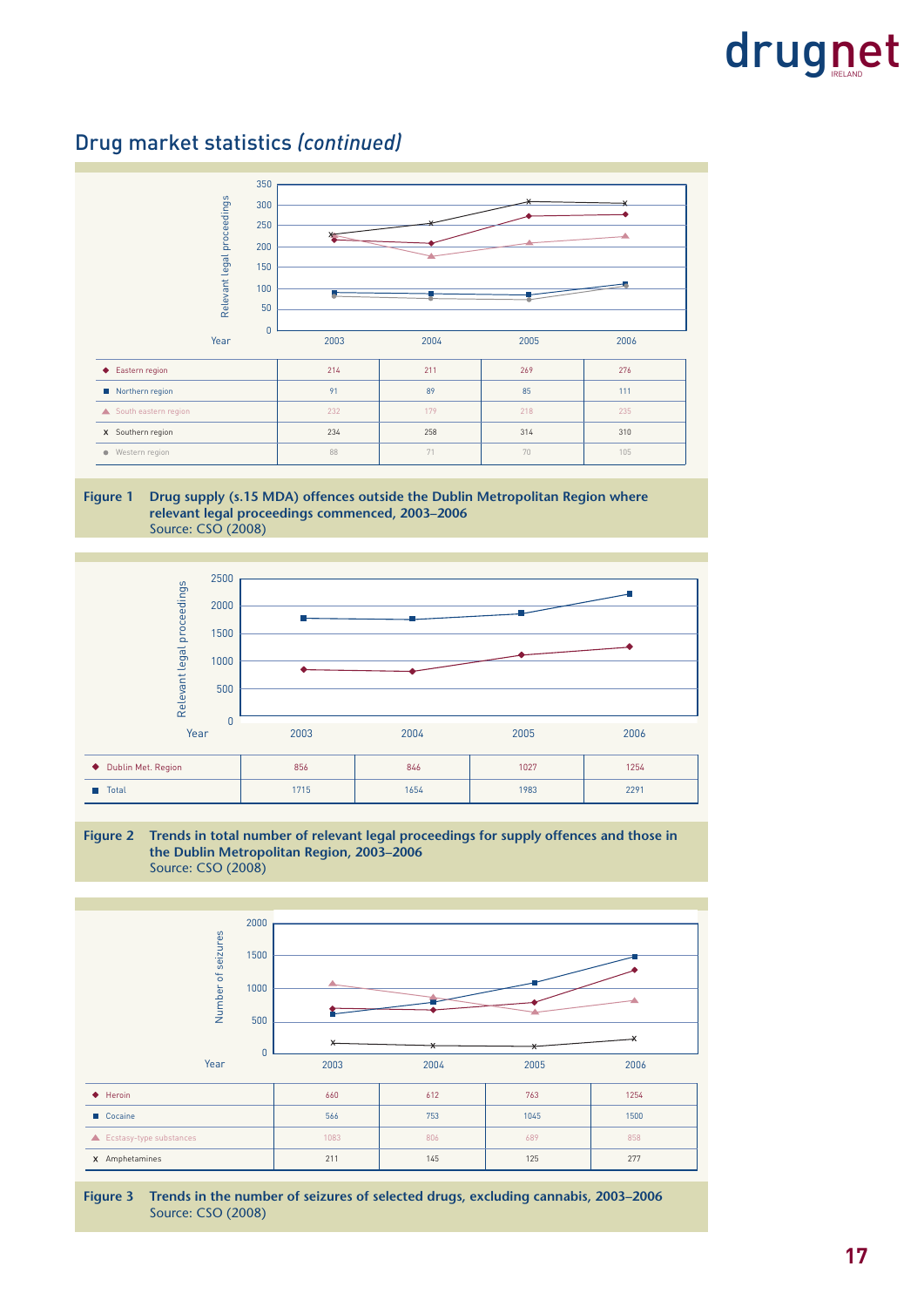## Drug market statistics *(continued)*

| Year | 2003 | 2004 | 2005 | 2006 |
|---|---|---|---|---|
| Eastern region | 214 | 211 | 269 | 276 |
| Northern region | 91 | 89 | 85 | 111 |
| South eastern region | 232 | 179 | 218 | 235 |
| Southern region | 234 | 258 | 314 | 310 |
| Western region | 88 | 71 | 70 | 105 |

**Figure 1 Drug supply (s.15 MDA) offences outside the Dublin Metropolitan Region where relevant legal proceedings commenced, 2003–2006**
Source: CSO (2008)

| Year | 2003 | 2004 | 2005 | 2006 |
|---|---|---|---|---|
| Dublin Met. Region | 856 | 846 | 1027 | 1254 |
| Total | 1715 | 1654 | 1983 | 2291 |

**Figure 2 Trends in total number of relevant legal proceedings for supply offences and those in the Dublin Metropolitan Region, 2003–2006**
Source: CSO (2008)

| Year | 2003 | 2004 | 2005 | 2006 |
|---|---|---|---|---|
| Heroin | 660 | 612 | 763 | 1254 |
| Cocaine | 566 | 753 | 1045 | 1500 |
| Ecstasy-type substances | 1083 | 806 | 689 | 858 |
| Amphetamines | 211 | 145 | 125 | 277 |

**Figure 3 Trends in the number of seizures of selected drugs, excluding cannabis, 2003–2006**
Source: CSO (2008)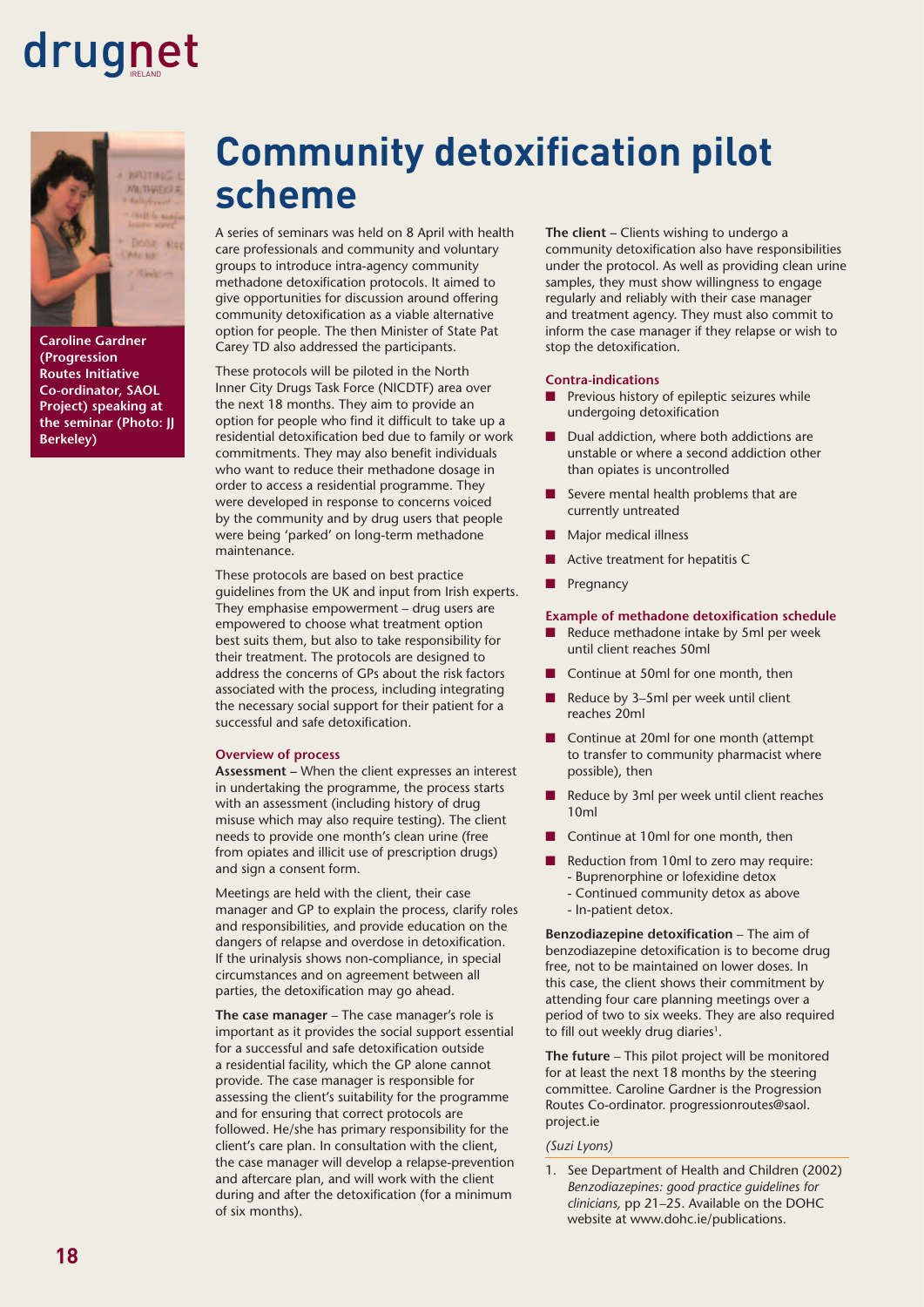# Community detoxification pilot scheme

Caroline Gardner (Progression Routes Initiative Co-ordinator, SAOL Project) speaking at the seminar (Photo: JJ Berkeley)

A series of seminars was held on 8 April with health care professionals and community and voluntary groups to introduce intra-agency community methadone detoxification protocols. It aimed to give opportunities for discussion around offering community detoxification as a viable alternative option for people. The then Minister of State Pat Carey TD also addressed the participants.

These protocols will be piloted in the North Inner City Drugs Task Force (NICDTF) area over the next 18 months. They aim to provide an option for people who find it difficult to take up a residential detoxification bed due to family or work commitments. They may also benefit individuals who want to reduce their methadone dosage in order to access a residential programme. They were developed in response to concerns voiced by the community and by drug users that people were being 'parked' on long-term methadone maintenance.

These protocols are based on best practice guidelines from the UK and input from Irish experts. They emphasise empowerment – drug users are empowered to choose what treatment option best suits them, but also to take responsibility for their treatment. The protocols are designed to address the concerns of GPs about the risk factors associated with the process, including integrating the necessary social support for their patient for a successful and safe detoxification.

### Overview of process

**Assessment** – When the client expresses an interest in undertaking the programme, the process starts with an assessment (including history of drug misuse which may also require testing). The client needs to provide one month's clean urine (free from opiates and illicit use of prescription drugs) and sign a consent form.

Meetings are held with the client, their case manager and GP to explain the process, clarify roles and responsibilities, and provide education on the dangers of relapse and overdose in detoxification. If the urinalysis shows non-compliance, in special circumstances and on agreement between all parties, the detoxification may go ahead.

**The case manager** – The case manager's role is important as it provides the social support essential for a successful and safe detoxification outside a residential facility, which the GP alone cannot provide. The case manager is responsible for assessing the client's suitability for the programme and for ensuring that correct protocols are followed. He/she has primary responsibility for the client's care plan. In consultation with the client, the case manager will develop a relapse-prevention and aftercare plan, and will work with the client during and after the detoxification (for a minimum of six months).

**The client** – Clients wishing to undergo a community detoxification also have responsibilities under the protocol. As well as providing clean urine samples, they must show willingness to engage regularly and reliably with their case manager and treatment agency. They must also commit to inform the case manager if they relapse or wish to stop the detoxification.

### Contra-indications

- Previous history of epileptic seizures while undergoing detoxification
- Dual addiction, where both addictions are unstable or where a second addiction other than opiates is uncontrolled
- Severe mental health problems that are currently untreated
- Major medical illness
- Active treatment for hepatitis C
- Pregnancy

### Example of methadone detoxification schedule

- Reduce methadone intake by 5ml per week until client reaches 50ml
- Continue at 50ml for one month, then
- Reduce by 3–5ml per week until client reaches 20ml
- Continue at 20ml for one month (attempt to transfer to community pharmacist where possible), then
- Reduce by 3ml per week until client reaches 10ml
- Continue at 10ml for one month, then
- Reduction from 10ml to zero may require:
  - Buprenorphine or lofexidine detox
  - Continued community detox as above
  - In-patient detox.

**Benzodiazepine detoxification** – The aim of benzodiazepine detoxification is to become drug free, not to be maintained on lower doses. In this case, the client shows their commitment by attending four care planning meetings over a period of two to six weeks. They are also required to fill out weekly drug diaries[1].

**The future** – This pilot project will be monitored for at least the next 18 months by the steering committee. Caroline Gardner is the Progression Routes Co-ordinator. progressionroutes@saol.project.ie

*(Suzi Lyons)*

1. See Department of Health and Children (2002) *Benzodiazepines: good practice guidelines for clinicians,* pp 21–25. Available on the DOHC website at www.dohc.ie/publications.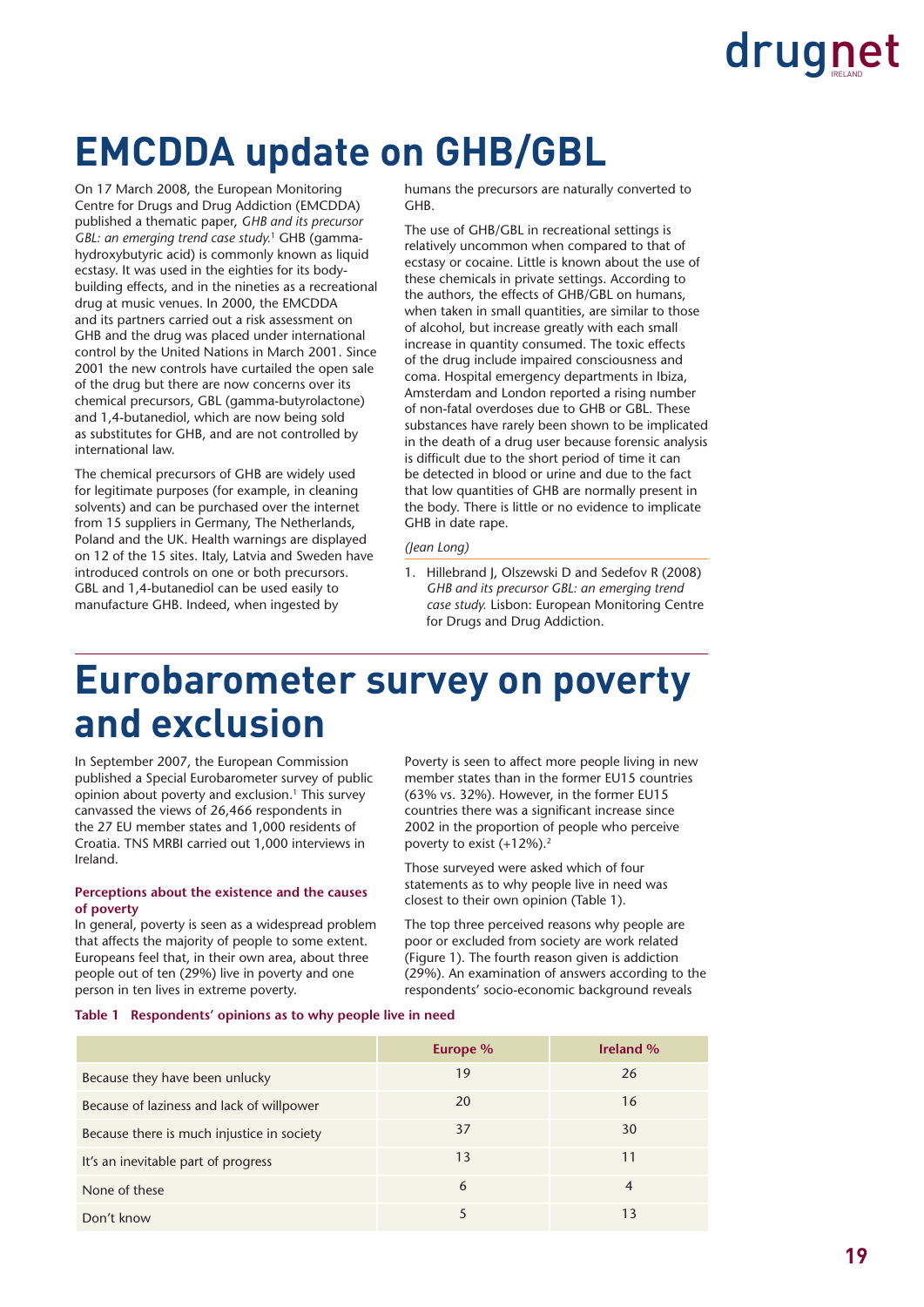# EMCDDA update on GHB/GBL

On 17 March 2008, the European Monitoring Centre for Drugs and Drug Addiction (EMCDDA) published a thematic paper, *GHB and its precursor GBL: an emerging trend case study.*[1] GHB (gamma-hydroxybutyric acid) is commonly known as liquid ecstasy. It was used in the eighties for its body-building effects, and in the nineties as a recreational drug at music venues. In 2000, the EMCDDA and its partners carried out a risk assessment on GHB and the drug was placed under international control by the United Nations in March 2001. Since 2001 the new controls have curtailed the open sale of the drug but there are now concerns over its chemical precursors, GBL (gamma-butyrolactone) and 1,4-butanediol, which are now being sold as substitutes for GHB, and are not controlled by international law.

The chemical precursors of GHB are widely used for legitimate purposes (for example, in cleaning solvents) and can be purchased over the internet from 15 suppliers in Germany, The Netherlands, Poland and the UK. Health warnings are displayed on 12 of the 15 sites. Italy, Latvia and Sweden have introduced controls on one or both precursors. GBL and 1,4-butanediol can be used easily to manufacture GHB. Indeed, when ingested by humans the precursors are naturally converted to GHB.

The use of GHB/GBL in recreational settings is relatively uncommon when compared to that of ecstasy or cocaine. Little is known about the use of these chemicals in private settings. According to the authors, the effects of GHB/GBL on humans, when taken in small quantities, are similar to those of alcohol, but increase greatly with each small increase in quantity consumed. The toxic effects of the drug include impaired consciousness and coma. Hospital emergency departments in Ibiza, Amsterdam and London reported a rising number of non-fatal overdoses due to GHB or GBL. These substances have rarely been shown to be implicated in the death of a drug user because forensic analysis is difficult due to the short period of time it can be detected in blood or urine and due to the fact that low quantities of GHB are normally present in the body. There is little or no evidence to implicate GHB in date rape.

*(Jean Long)*

1. Hillebrand J, Olszewski D and Sedefov R (2008) *GHB and its precursor GBL: an emerging trend case study.* Lisbon: European Monitoring Centre for Drugs and Drug Addiction.

# Eurobarometer survey on poverty and exclusion

In September 2007, the European Commission published a Special Eurobarometer survey of public opinion about poverty and exclusion.[1] This survey canvassed the views of 26,466 respondents in the 27 EU member states and 1,000 residents of Croatia. TNS MRBI carried out 1,000 interviews in Ireland.

#### Perceptions about the existence and the causes of poverty

In general, poverty is seen as a widespread problem that affects the majority of people to some extent. Europeans feel that, in their own area, about three people out of ten (29%) live in poverty and one person in ten lives in extreme poverty.

Poverty is seen to affect more people living in new member states than in the former EU15 countries (63% vs. 32%). However, in the former EU15 countries there was a significant increase since 2002 in the proportion of people who perceive poverty to exist (+12%).[2]

Those surveyed were asked which of four statements as to why people live in need was closest to their own opinion (Table 1).

The top three perceived reasons why people are poor or excluded from society are work related (Figure 1). The fourth reason given is addiction (29%). An examination of answers according to the respondents' socio-economic background reveals

**Table 1 Respondents' opinions as to why people live in need**

| | Europe % | Ireland % |
|---|---|---|
| Because they have been unlucky | 19 | 26 |
| Because of laziness and lack of willpower | 20 | 16 |
| Because there is much injustice in society | 37 | 30 |
| It's an inevitable part of progress | 13 | 11 |
| None of these | 6 | 4 |
| Don't know | 5 | 13 |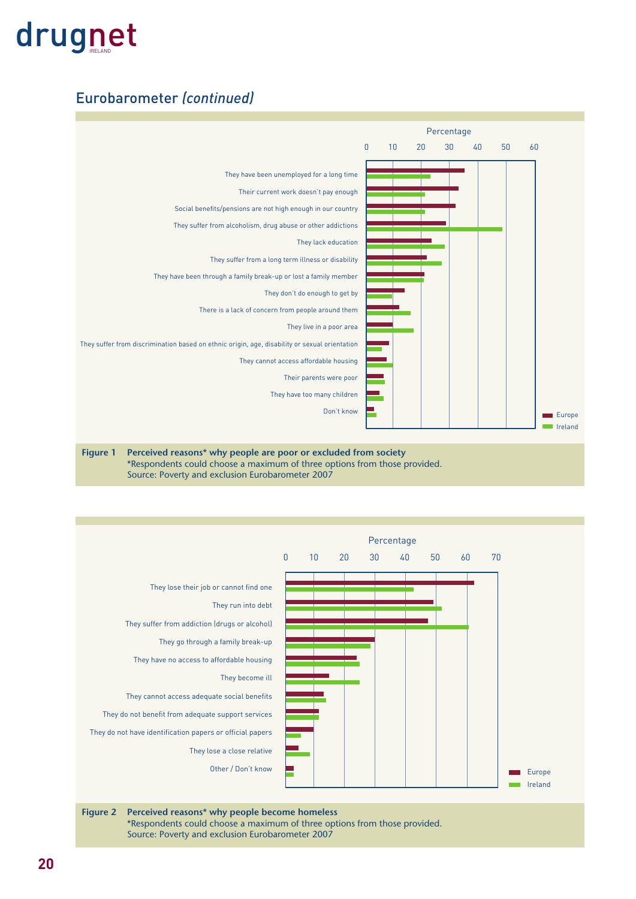## Eurobarometer *(continued)*

Percentage

0 10 20 30 40 50 60

They have been unemployed for a long time

Their current work doesn't pay enough

Social benefits/pensions are not high enough in our country

They suffer from alcoholism, drug abuse or other addictions

They lack education

They suffer from a long term illness or disability

They have been through a family break-up or lost a family member

They don't do enough to get by

There is a lack of concern from people around them

They live in a poor area

They suffer from discrimination based on ethnic origin, age, disability or sexual orientation

They cannot access affordable housing

Their parents were poor

They have too many children

Don't know

Europe
Ireland

**Figure 1 Perceived reasons* why people are poor or excluded from society**
*Respondents could choose a maximum of three options from those provided.
Source: Poverty and exclusion Eurobarometer 2007

Percentage

0 10 20 30 40 50 60 70

They lose their job or cannot find one

They run into debt

They suffer from addiction (drugs or alcohol)

They go through a family break-up

They have no access to affordable housing

They become ill

They cannot access adequate social benefits

They do not benefit from adequate support services

They do not have identification papers or official papers

They lose a close relative

Other / Don't know

Europe
Ireland

**Figure 2 Perceived reasons* why people become homeless**
*Respondents could choose a maximum of three options from those provided.
Source: Poverty and exclusion Eurobarometer 2007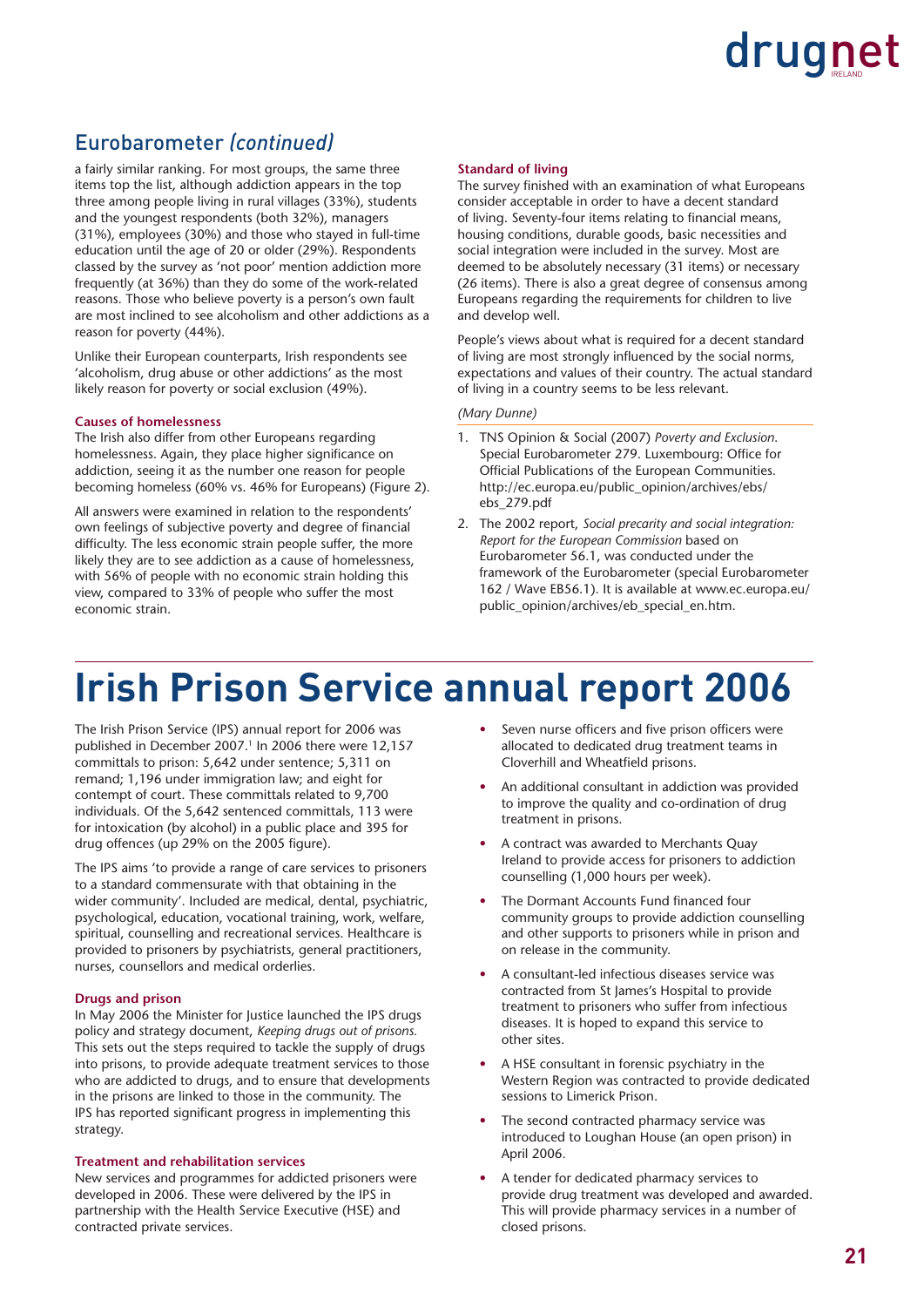## Eurobarometer *(continued)*

a fairly similar ranking. For most groups, the same three items top the list, although addiction appears in the top three among people living in rural villages (33%), students and the youngest respondents (both 32%), managers (31%), employees (30%) and those who stayed in full-time education until the age of 20 or older (29%). Respondents classed by the survey as 'not poor' mention addiction more frequently (at 36%) than they do some of the work-related reasons. Those who believe poverty is a person's own fault are most inclined to see alcoholism and other addictions as a reason for poverty (44%).

Unlike their European counterparts, Irish respondents see 'alcoholism, drug abuse or other addictions' as the most likely reason for poverty or social exclusion (49%).

#### Causes of homelessness

The Irish also differ from other Europeans regarding homelessness. Again, they place higher significance on addiction, seeing it as the number one reason for people becoming homeless (60% vs. 46% for Europeans) (Figure 2).

All answers were examined in relation to the respondents' own feelings of subjective poverty and degree of financial difficulty. The less economic strain people suffer, the more likely they are to see addiction as a cause of homelessness, with 56% of people with no economic strain holding this view, compared to 33% of people who suffer the most economic strain.

#### Standard of living

The survey finished with an examination of what Europeans consider acceptable in order to have a decent standard of living. Seventy-four items relating to financial means, housing conditions, durable goods, basic necessities and social integration were included in the survey. Most are deemed to be absolutely necessary (31 items) or necessary (26 items). There is also a great degree of consensus among Europeans regarding the requirements for children to live and develop well.

People's views about what is required for a decent standard of living are most strongly influenced by the social norms, expectations and values of their country. The actual standard of living in a country seems to be less relevant.

*(Mary Dunne)*

1. TNS Opinion & Social (2007) *Poverty and Exclusion*. Special Eurobarometer 279. Luxembourg: Office for Official Publications of the European Communities. http://ec.europa.eu/public_opinion/archives/ebs/ebs_279.pdf
2. The 2002 report, *Social precarity and social integration: Report for the European Commission* based on Eurobarometer 56.1, was conducted under the framework of the Eurobarometer (special Eurobarometer 162 / Wave EB56.1). It is available at www.ec.europa.eu/public_opinion/archives/eb_special_en.htm.

# Irish Prison Service annual report 2006

The Irish Prison Service (IPS) annual report for 2006 was published in December 2007.[1] In 2006 there were 12,157 committals to prison: 5,642 under sentence; 5,311 on remand; 1,196 under immigration law; and eight for contempt of court. These committals related to 9,700 individuals. Of the 5,642 sentenced committals, 113 were for intoxication (by alcohol) in a public place and 395 for drug offences (up 29% on the 2005 figure).

The IPS aims 'to provide a range of care services to prisoners to a standard commensurate with that obtaining in the wider community'. Included are medical, dental, psychiatric, psychological, education, vocational training, work, welfare, spiritual, counselling and recreational services. Healthcare is provided to prisoners by psychiatrists, general practitioners, nurses, counsellors and medical orderlies.

#### Drugs and prison

In May 2006 the Minister for Justice launched the IPS drugs policy and strategy document, *Keeping drugs out of prisons.* This sets out the steps required to tackle the supply of drugs into prisons, to provide adequate treatment services to those who are addicted to drugs, and to ensure that developments in the prisons are linked to those in the community. The IPS has reported significant progress in implementing this strategy.

#### Treatment and rehabilitation services

New services and programmes for addicted prisoners were developed in 2006. These were delivered by the IPS in partnership with the Health Service Executive (HSE) and contracted private services.

- Seven nurse officers and five prison officers were allocated to dedicated drug treatment teams in Cloverhill and Wheatfield prisons.
- An additional consultant in addiction was provided to improve the quality and co-ordination of drug treatment in prisons.
- A contract was awarded to Merchants Quay Ireland to provide access for prisoners to addiction counselling (1,000 hours per week).
- The Dormant Accounts Fund financed four community groups to provide addiction counselling and other supports to prisoners while in prison and on release in the community.
- A consultant-led infectious diseases service was contracted from St James's Hospital to provide treatment to prisoners who suffer from infectious diseases. It is hoped to expand this service to other sites.
- A HSE consultant in forensic psychiatry in the Western Region was contracted to provide dedicated sessions to Limerick Prison.
- The second contracted pharmacy service was introduced to Loughan House (an open prison) in April 2006.
- A tender for dedicated pharmacy services to provide drug treatment was developed and awarded. This will provide pharmacy services in a number of closed prisons.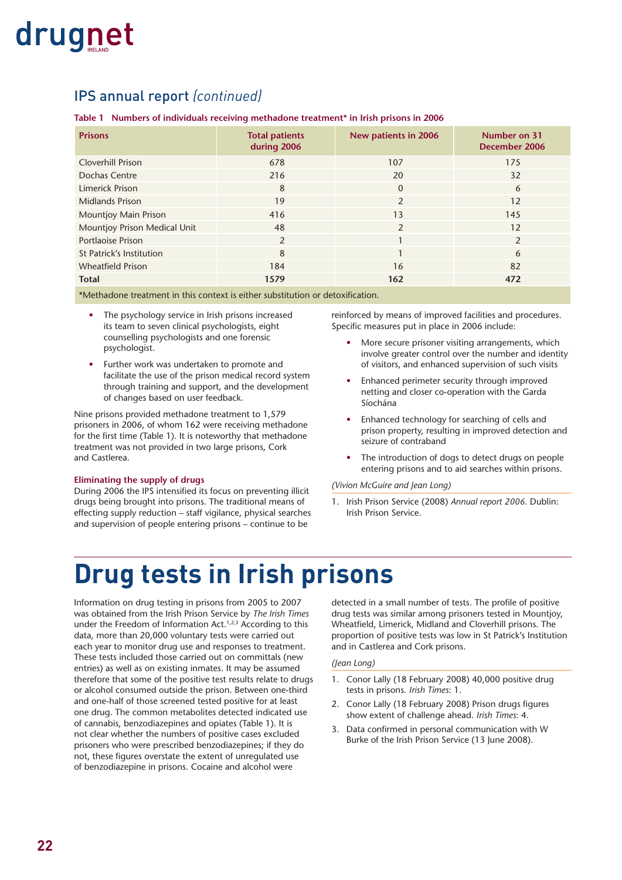## IPS annual report *(continued)*

**Table 1 Numbers of individuals receiving methadone treatment* in Irish prisons in 2006**

| Prisons | Total patients during 2006 | New patients in 2006 | Number on 31 December 2006 |
|---|---|---|---|
| Cloverhill Prison | 678 | 107 | 175 |
| Dochas Centre | 216 | 20 | 32 |
| Limerick Prison | 8 | 0 | 6 |
| Midlands Prison | 19 | 2 | 12 |
| Mountjoy Main Prison | 416 | 13 | 145 |
| Mountjoy Prison Medical Unit | 48 | 2 | 12 |
| Portlaoise Prison | 2 | 1 | 2 |
| St Patrick's Institution | 8 | 1 | 6 |
| Wheatfield Prison | 184 | 16 | 82 |
| **Total** | **1579** | **162** | **472** |

*Methadone treatment in this context is either substitution or detoxification.

- The psychology service in Irish prisons increased its team to seven clinical psychologists, eight counselling psychologists and one forensic psychologist.
- Further work was undertaken to promote and facilitate the use of the prison medical record system through training and support, and the development of changes based on user feedback.

Nine prisons provided methadone treatment to 1,579 prisoners in 2006, of whom 162 were receiving methadone for the first time (Table 1). It is noteworthy that methadone treatment was not provided in two large prisons, Cork and Castlerea.

**Eliminating the supply of drugs**

During 2006 the IPS intensified its focus on preventing illicit drugs being brought into prisons. The traditional means of effecting supply reduction – staff vigilance, physical searches and supervision of people entering prisons – continue to be reinforced by means of improved facilities and procedures. Specific measures put in place in 2006 include:

- More secure prisoner visiting arrangements, which involve greater control over the number and identity of visitors, and enhanced supervision of such visits
- Enhanced perimeter security through improved netting and closer co-operation with the Garda Síochána
- Enhanced technology for searching of cells and prison property, resulting in improved detection and seizure of contraband
- The introduction of dogs to detect drugs on people entering prisons and to aid searches within prisons.

*(Vivion McGuire and Jean Long)*

1. Irish Prison Service (2008) *Annual report 2006.* Dublin: Irish Prison Service.

# Drug tests in Irish prisons

Information on drug testing in prisons from 2005 to 2007 was obtained from the Irish Prison Service by *The Irish Times* under the Freedom of Information Act.[1,2,3] According to this data, more than 20,000 voluntary tests were carried out each year to monitor drug use and responses to treatment. These tests included those carried out on committals (new entries) as well as on existing inmates. It may be assumed therefore that some of the positive test results relate to drugs or alcohol consumed outside the prison. Between one-third and one-half of those screened tested positive for at least one drug. The common metabolites detected indicated use of cannabis, benzodiazepines and opiates (Table 1). It is not clear whether the numbers of positive cases excluded prisoners who were prescribed benzodiazepines; if they do not, these figures overstate the extent of unregulated use of benzodiazepine in prisons. Cocaine and alcohol were detected in a small number of tests. The profile of positive drug tests was similar among prisoners tested in Mountjoy, Wheatfield, Limerick, Midland and Cloverhill prisons. The proportion of positive tests was low in St Patrick's Institution and in Castlerea and Cork prisons.

*(Jean Long)*

1. Conor Lally (18 February 2008) 40,000 positive drug tests in prisons. *Irish Times*: 1.
2. Conor Lally (18 February 2008) Prison drugs figures show extent of challenge ahead. *Irish Times*: 4.
3. Data confirmed in personal communication with W Burke of the Irish Prison Service (13 June 2008).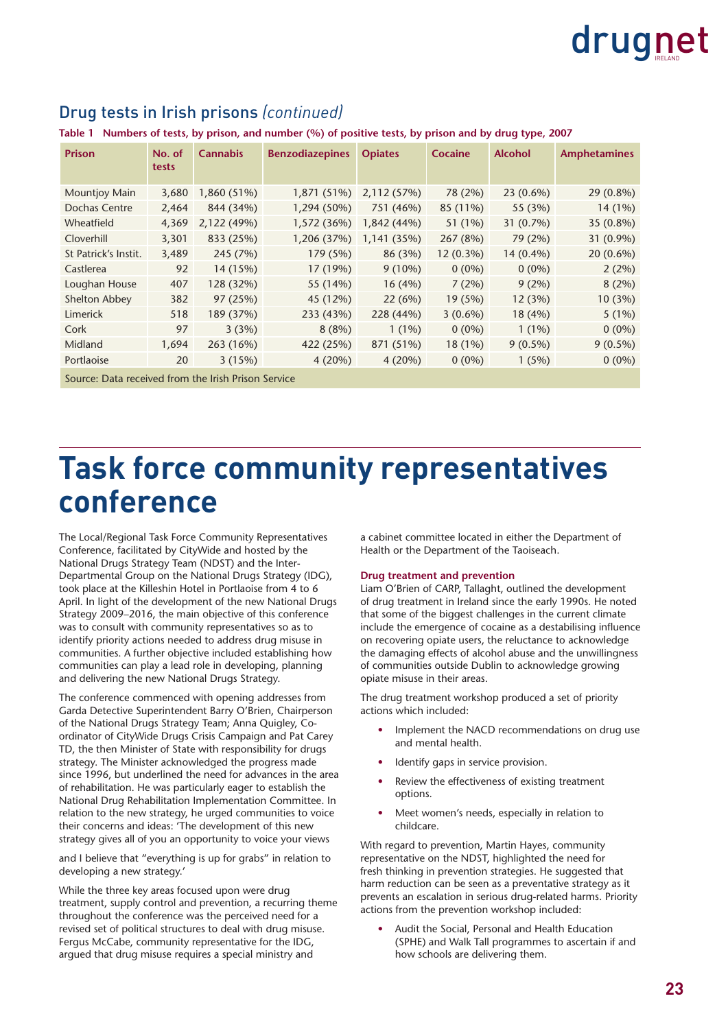## Drug tests in Irish prisons *(continued)*

**Table 1 Numbers of tests, by prison, and number (%) of positive tests, by prison and by drug type, 2007**

| Prison | No. of tests | Cannabis | Benzodiazepines | Opiates | Cocaine | Alcohol | Amphetamines |
|---|---|---|---|---|---|---|---|
| Mountjoy Main | 3,680 | 1,860 (51%) | 1,871 (51%) | 2,112 (57%) | 78 (2%) | 23 (0.6%) | 29 (0.8%) |
| Dochas Centre | 2,464 | 844 (34%) | 1,294 (50%) | 751 (46%) | 85 (11%) | 55 (3%) | 14 (1%) |
| Wheatfield | 4,369 | 2,122 (49%) | 1,572 (36%) | 1,842 (44%) | 51 (1%) | 31 (0.7%) | 35 (0.8%) |
| Cloverhill | 3,301 | 833 (25%) | 1,206 (37%) | 1,141 (35%) | 267 (8%) | 79 (2%) | 31 (0.9%) |
| St Patrick's Instit. | 3,489 | 245 (7%) | 179 (5%) | 86 (3%) | 12 (0.3%) | 14 (0.4%) | 20 (0.6%) |
| Castlerea | 92 | 14 (15%) | 17 (19%) | 9 (10%) | 0 (0%) | 0 (0%) | 2 (2%) |
| Loughan House | 407 | 128 (32%) | 55 (14%) | 16 (4%) | 7 (2%) | 9 (2%) | 8 (2%) |
| Shelton Abbey | 382 | 97 (25%) | 45 (12%) | 22 (6%) | 19 (5%) | 12 (3%) | 10 (3%) |
| Limerick | 518 | 189 (37%) | 233 (43%) | 228 (44%) | 3 (0.6%) | 18 (4%) | 5 (1%) |
| Cork | 97 | 3 (3%) | 8 (8%) | 1 (1%) | 0 (0%) | 1 (1%) | 0 (0%) |
| Midland | 1,694 | 263 (16%) | 422 (25%) | 871 (51%) | 18 (1%) | 9 (0.5%) | 9 (0.5%) |
| Portlaoise | 20 | 3 (15%) | 4 (20%) | 4 (20%) | 0 (0%) | 1 (5%) | 0 (0%) |

Source: Data received from the Irish Prison Service

# Task force community representatives conference

The Local/Regional Task Force Community Representatives Conference, facilitated by CityWide and hosted by the National Drugs Strategy Team (NDST) and the Inter-Departmental Group on the National Drugs Strategy (IDG), took place at the Killeshin Hotel in Portlaoise from 4 to 6 April. In light of the development of the new National Drugs Strategy 2009–2016, the main objective of this conference was to consult with community representatives so as to identify priority actions needed to address drug misuse in communities. A further objective included establishing how communities can play a lead role in developing, planning and delivering the new National Drugs Strategy.

The conference commenced with opening addresses from Garda Detective Superintendent Barry O'Brien, Chairperson of the National Drugs Strategy Team; Anna Quigley, Co-ordinator of CityWide Drugs Crisis Campaign and Pat Carey TD, the then Minister of State with responsibility for drugs strategy. The Minister acknowledged the progress made since 1996, but underlined the need for advances in the area of rehabilitation. He was particularly eager to establish the National Drug Rehabilitation Implementation Committee. In relation to the new strategy, he urged communities to voice their concerns and ideas: 'The development of this new strategy gives all of you an opportunity to voice your views and I believe that "everything is up for grabs" in relation to developing a new strategy.'

While the three key areas focused upon were drug treatment, supply control and prevention, a recurring theme throughout the conference was the perceived need for a revised set of political structures to deal with drug misuse. Fergus McCabe, community representative for the IDG, argued that drug misuse requires a special ministry and a cabinet committee located in either the Department of Health or the Department of the Taoiseach.

**Drug treatment and prevention**

Liam O'Brien of CARP, Tallaght, outlined the development of drug treatment in Ireland since the early 1990s. He noted that some of the biggest challenges in the current climate include the emergence of cocaine as a destabilising influence on recovering opiate users, the reluctance to acknowledge the damaging effects of alcohol abuse and the unwillingness of communities outside Dublin to acknowledge growing opiate misuse in their areas.

The drug treatment workshop produced a set of priority actions which included:

- Implement the NACD recommendations on drug use and mental health.
- Identify gaps in service provision.
- Review the effectiveness of existing treatment options.
- Meet women's needs, especially in relation to childcare.

With regard to prevention, Martin Hayes, community representative on the NDST, highlighted the need for fresh thinking in prevention strategies. He suggested that harm reduction can be seen as a preventative strategy as it prevents an escalation in serious drug-related harms. Priority actions from the prevention workshop included:

- Audit the Social, Personal and Health Education (SPHE) and Walk Tall programmes to ascertain if and how schools are delivering them.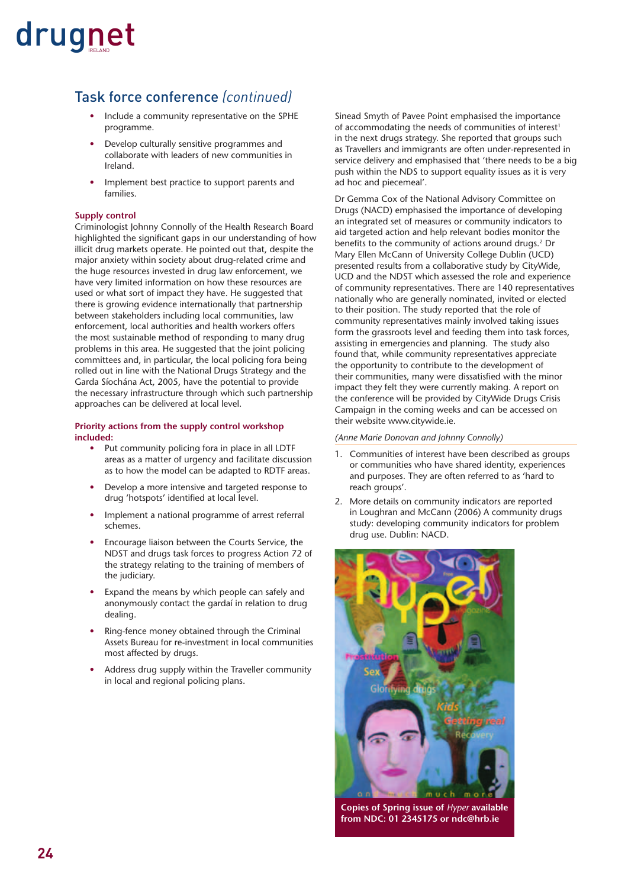## Task force conference *(continued)*

- Include a community representative on the SPHE programme.
- Develop culturally sensitive programmes and collaborate with leaders of new communities in Ireland.
- Implement best practice to support parents and families.

### Supply control

Criminologist Johnny Connolly of the Health Research Board highlighted the significant gaps in our understanding of how illicit drug markets operate. He pointed out that, despite the major anxiety within society about drug-related crime and the huge resources invested in drug law enforcement, we have very limited information on how these resources are used or what sort of impact they have. He suggested that there is growing evidence internationally that partnership between stakeholders including local communities, law enforcement, local authorities and health workers offers the most sustainable method of responding to many drug problems in this area. He suggested that the joint policing committees and, in particular, the local policing fora being rolled out in line with the National Drugs Strategy and the Garda Síochána Act, 2005, have the potential to provide the necessary infrastructure through which such partnership approaches can be delivered at local level.

**Priority actions from the supply control workshop included:**

- Put community policing fora in place in all LDTF areas as a matter of urgency and facilitate discussion as to how the model can be adapted to RDTF areas.
- Develop a more intensive and targeted response to drug 'hotspots' identified at local level.
- Implement a national programme of arrest referral schemes.
- Encourage liaison between the Courts Service, the NDST and drugs task forces to progress Action 72 of the strategy relating to the training of members of the judiciary.
- Expand the means by which people can safely and anonymously contact the gardaí in relation to drug dealing.
- Ring-fence money obtained through the Criminal Assets Bureau for re-investment in local communities most affected by drugs.
- Address drug supply within the Traveller community in local and regional policing plans.

Sinead Smyth of Pavee Point emphasised the importance of accommodating the needs of communities of interest[1] in the next drugs strategy. She reported that groups such as Travellers and immigrants are often under-represented in service delivery and emphasised that 'there needs to be a big push within the NDS to support equality issues as it is very ad hoc and piecemeal'.

Dr Gemma Cox of the National Advisory Committee on Drugs (NACD) emphasised the importance of developing an integrated set of measures or community indicators to aid targeted action and help relevant bodies monitor the benefits to the community of actions around drugs.[2] Dr Mary Ellen McCann of University College Dublin (UCD) presented results from a collaborative study by CityWide, UCD and the NDST which assessed the role and experience of community representatives. There are 140 representatives nationally who are generally nominated, invited or elected to their position. The study reported that the role of community representatives mainly involved taking issues form the grassroots level and feeding them into task forces, assisting in emergencies and planning. The study also found that, while community representatives appreciate the opportunity to contribute to the development of their communities, many were dissatisfied with the minor impact they felt they were currently making. A report on the conference will be provided by CityWide Drugs Crisis Campaign in the coming weeks and can be accessed on their website www.citywide.ie.

*(Anne Marie Donovan and Johnny Connolly)*

1. Communities of interest have been described as groups or communities who have shared identity, experiences and purposes. They are often referred to as 'hard to reach groups'.
2. More details on community indicators are reported in Loughran and McCann (2006) A community drugs study: developing community indicators for problem drug use. Dublin: NACD.

**Copies of Spring issue of *Hyper* available from NDC: 01 2345175 or ndc@hrb.ie**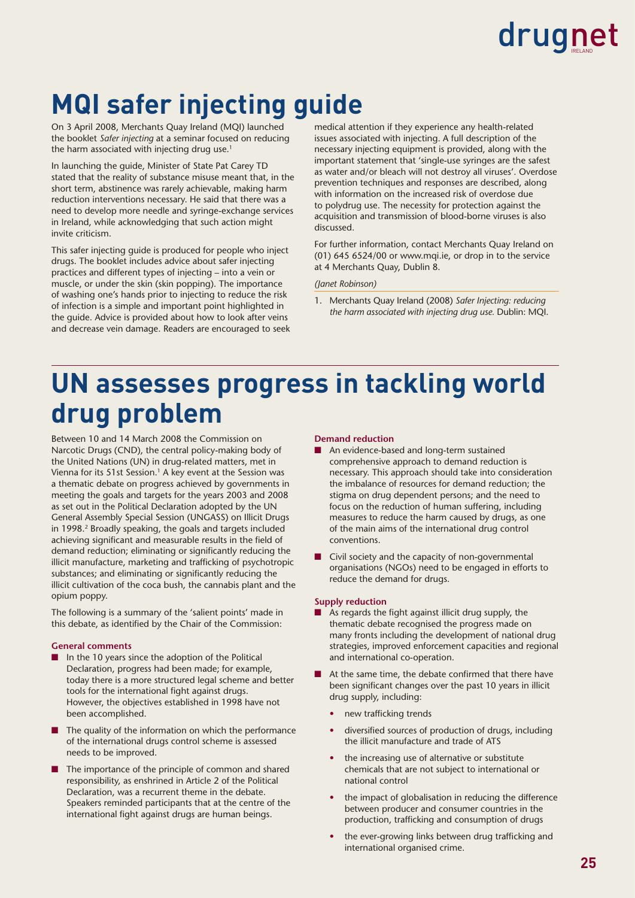# MQI safer injecting guide

On 3 April 2008, Merchants Quay Ireland (MQI) launched the booklet *Safer injecting* at a seminar focused on reducing the harm associated with injecting drug use.[1]

In launching the guide, Minister of State Pat Carey TD stated that the reality of substance misuse meant that, in the short term, abstinence was rarely achievable, making harm reduction interventions necessary. He said that there was a need to develop more needle and syringe-exchange services in Ireland, while acknowledging that such action might invite criticism.

This safer injecting guide is produced for people who inject drugs. The booklet includes advice about safer injecting practices and different types of injecting – into a vein or muscle, or under the skin (skin popping). The importance of washing one's hands prior to injecting to reduce the risk of infection is a simple and important point highlighted in the guide. Advice is provided about how to look after veins and decrease vein damage. Readers are encouraged to seek medical attention if they experience any health-related issues associated with injecting. A full description of the necessary injecting equipment is provided, along with the important statement that 'single-use syringes are the safest as water and/or bleach will not destroy all viruses'. Overdose prevention techniques and responses are described, along with information on the increased risk of overdose due to polydrug use. The necessity for protection against the acquisition and transmission of blood-borne viruses is also discussed.

For further information, contact Merchants Quay Ireland on (01) 645 6524/00 or www.mqi.ie, or drop in to the service at 4 Merchants Quay, Dublin 8.

*(Janet Robinson)*

1. Merchants Quay Ireland (2008) *Safer Injecting: reducing the harm associated with injecting drug use.* Dublin: MQI.

# UN assesses progress in tackling world drug problem

Between 10 and 14 March 2008 the Commission on Narcotic Drugs (CND), the central policy-making body of the United Nations (UN) in drug-related matters, met in Vienna for its 51st Session.[1] A key event at the Session was a thematic debate on progress achieved by governments in meeting the goals and targets for the years 2003 and 2008 as set out in the Political Declaration adopted by the UN General Assembly Special Session (UNGASS) on Illicit Drugs in 1998.[2] Broadly speaking, the goals and targets included achieving significant and measurable results in the field of demand reduction; eliminating or significantly reducing the illicit manufacture, marketing and trafficking of psychotropic substances; and eliminating or significantly reducing the illicit cultivation of the coca bush, the cannabis plant and the opium poppy.

The following is a summary of the 'salient points' made in this debate, as identified by the Chair of the Commission:

### General comments

- In the 10 years since the adoption of the Political Declaration, progress had been made; for example, today there is a more structured legal scheme and better tools for the international fight against drugs. However, the objectives established in 1998 have not been accomplished.
- The quality of the information on which the performance of the international drugs control scheme is assessed needs to be improved.
- The importance of the principle of common and shared responsibility, as enshrined in Article 2 of the Political Declaration, was a recurrent theme in the debate. Speakers reminded participants that at the centre of the international fight against drugs are human beings.

### Demand reduction

- An evidence-based and long-term sustained comprehensive approach to demand reduction is necessary. This approach should take into consideration the imbalance of resources for demand reduction; the stigma on drug dependent persons; and the need to focus on the reduction of human suffering, including measures to reduce the harm caused by drugs, as one of the main aims of the international drug control conventions.
- Civil society and the capacity of non-governmental organisations (NGOs) need to be engaged in efforts to reduce the demand for drugs.

### Supply reduction

- As regards the fight against illicit drug supply, the thematic debate recognised the progress made on many fronts including the development of national drug strategies, improved enforcement capacities and regional and international co-operation.
- At the same time, the debate confirmed that there have been significant changes over the past 10 years in illicit drug supply, including:
    - new trafficking trends
    - diversified sources of production of drugs, including the illicit manufacture and trade of ATS
    - the increasing use of alternative or substitute chemicals that are not subject to international or national control
    - the impact of globalisation in reducing the difference between producer and consumer countries in the production, trafficking and consumption of drugs
    - the ever-growing links between drug trafficking and international organised crime.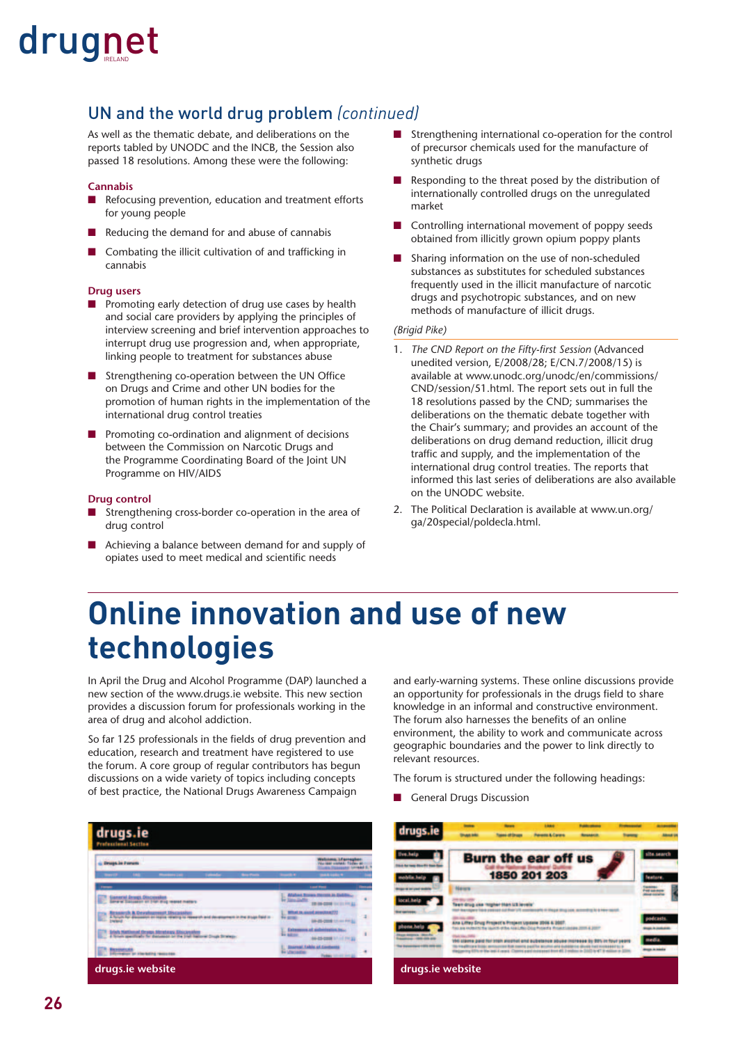## UN and the world drug problem *(continued)*

As well as the thematic debate, and deliberations on the reports tabled by UNODC and the INCB, the Session also passed 18 resolutions. Among these were the following:

**Cannabis**

- Refocusing prevention, education and treatment efforts for young people
- Reducing the demand for and abuse of cannabis
- Combating the illicit cultivation of and trafficking in cannabis

**Drug users**

- Promoting early detection of drug use cases by health and social care providers by applying the principles of interview screening and brief intervention approaches to interrupt drug use progression and, when appropriate, linking people to treatment for substances abuse
- Strengthening co-operation between the UN Office on Drugs and Crime and other UN bodies for the promotion of human rights in the implementation of the international drug control treaties
- Promoting co-ordination and alignment of decisions between the Commission on Narcotic Drugs and the Programme Coordinating Board of the Joint UN Programme on HIV/AIDS

**Drug control**

- Strengthening cross-border co-operation in the area of drug control
- Achieving a balance between demand for and supply of opiates used to meet medical and scientific needs
- Strengthening international co-operation for the control of precursor chemicals used for the manufacture of synthetic drugs
- Responding to the threat posed by the distribution of internationally controlled drugs on the unregulated market
- Controlling international movement of poppy seeds obtained from illicitly grown opium poppy plants
- Sharing information on the use of non-scheduled substances as substitutes for scheduled substances frequently used in the illicit manufacture of narcotic drugs and psychotropic substances, and on new methods of manufacture of illicit drugs.

*(Brigid Pike)*

1. *The CND Report on the Fifty-first Session* (Advanced unedited version, E/2008/28; E/CN.7/2008/15) is available at www.unodc.org/unodc/en/commissions/CND/session/51.html. The report sets out in full the 18 resolutions passed by the CND; summarises the deliberations on the thematic debate together with the Chair's summary; and provides an account of the deliberations on drug demand reduction, illicit drug traffic and supply, and the implementation of the international drug control treaties. The reports that informed this last series of deliberations are also available on the UNODC website.
2. The Political Declaration is available at www.un.org/ga/20special/poldecla.html.

# Online innovation and use of new technologies

In April the Drug and Alcohol Programme (DAP) launched a new section of the www.drugs.ie website. This new section provides a discussion forum for professionals working in the area of drug and alcohol addiction.

So far 125 professionals in the fields of drug prevention and education, research and treatment have registered to use the forum. A core group of regular contributors has begun discussions on a wide variety of topics including concepts of best practice, the National Drugs Awareness Campaign and early-warning systems. These online discussions provide an opportunity for professionals in the drugs field to share knowledge in an informal and constructive environment. The forum also harnesses the benefits of an online environment, the ability to work and communicate across geographic boundaries and the power to link directly to relevant resources.

The forum is structured under the following headings:

- General Drugs Discussion

drugs.ie website

drugs.ie website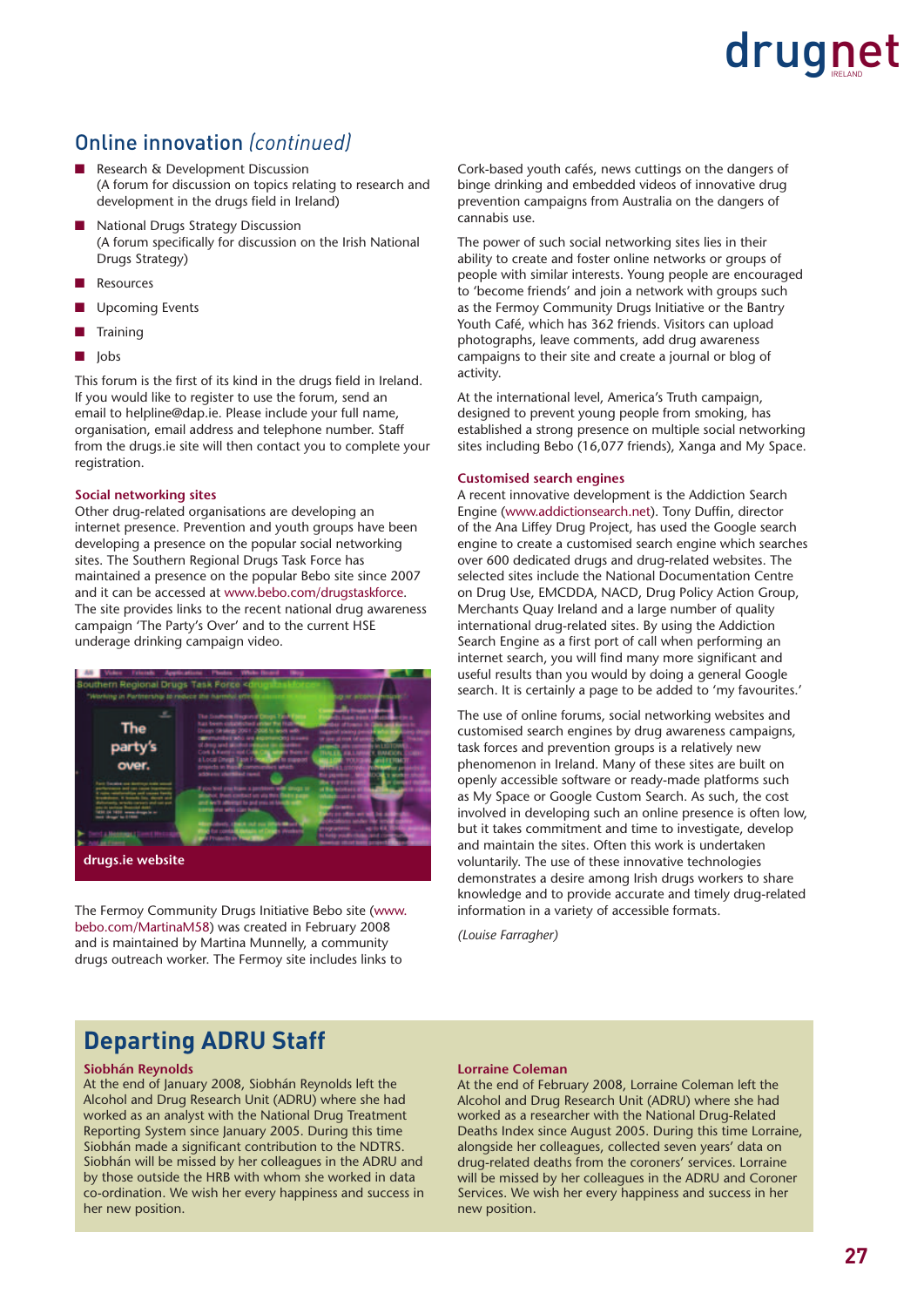## Online innovation *(continued)*

- Research & Development Discussion
  (A forum for discussion on topics relating to research and development in the drugs field in Ireland)
- National Drugs Strategy Discussion
  (A forum specifically for discussion on the Irish National Drugs Strategy)
- Resources
- Upcoming Events
- Training
- Jobs

This forum is the first of its kind in the drugs field in Ireland. If you would like to register to use the forum, send an email to helpline@dap.ie. Please include your full name, organisation, email address and telephone number. Staff from the drugs.ie site will then contact you to complete your registration.

### Social networking sites

Other drug-related organisations are developing an internet presence. Prevention and youth groups have been developing a presence on the popular social networking sites. The Southern Regional Drugs Task Force has maintained a presence on the popular Bebo site since 2007 and it can be accessed at www.bebo.com/drugstaskforce. The site provides links to the recent national drug awareness campaign 'The Party's Over' and to the current HSE underage drinking campaign video.

drugs.ie website

The Fermoy Community Drugs Initiative Bebo site (www.bebo.com/MartinaM58) was created in February 2008 and is maintained by Martina Munnelly, a community drugs outreach worker. The Fermoy site includes links to Cork-based youth cafés, news cuttings on the dangers of binge drinking and embedded videos of innovative drug prevention campaigns from Australia on the dangers of cannabis use.

The power of such social networking sites lies in their ability to create and foster online networks or groups of people with similar interests. Young people are encouraged to 'become friends' and join a network with groups such as the Fermoy Community Drugs Initiative or the Bantry Youth Café, which has 362 friends. Visitors can upload photographs, leave comments, add drug awareness campaigns to their site and create a journal or blog of activity.

At the international level, America's Truth campaign, designed to prevent young people from smoking, has established a strong presence on multiple social networking sites including Bebo (16,077 friends), Xanga and My Space.

### Customised search engines

A recent innovative development is the Addiction Search Engine (www.addictionsearch.net). Tony Duffin, director of the Ana Liffey Drug Project, has used the Google search engine to create a customised search engine which searches over 600 dedicated drugs and drug-related websites. The selected sites include the National Documentation Centre on Drug Use, EMCDDA, NACD, Drug Policy Action Group, Merchants Quay Ireland and a large number of quality international drug-related sites. By using the Addiction Search Engine as a first port of call when performing an internet search, you will find many more significant and useful results than you would by doing a general Google search. It is certainly a page to be added to 'my favourites.'

The use of online forums, social networking websites and customised search engines by drug awareness campaigns, task forces and prevention groups is a relatively new phenomenon in Ireland. Many of these sites are built on openly accessible software or ready-made platforms such as My Space or Google Custom Search. As such, the cost involved in developing such an online presence is often low, but it takes commitment and time to investigate, develop and maintain the sites. Often this work is undertaken voluntarily. The use of these innovative technologies demonstrates a desire among Irish drugs workers to share knowledge and to provide accurate and timely drug-related information in a variety of accessible formats.

*(Louise Farragher)*

## Departing ADRU Staff

### Siobhán Reynolds

At the end of January 2008, Siobhán Reynolds left the Alcohol and Drug Research Unit (ADRU) where she had worked as an analyst with the National Drug Treatment Reporting System since January 2005. During this time Siobhán made a significant contribution to the NDTRS. Siobhán will be missed by her colleagues in the ADRU and by those outside the HRB with whom she worked in data co-ordination. We wish her every happiness and success in her new position.

### Lorraine Coleman

At the end of February 2008, Lorraine Coleman left the Alcohol and Drug Research Unit (ADRU) where she had worked as a researcher with the National Drug-Related Deaths Index since August 2005. During this time Lorraine, alongside her colleagues, collected seven years' data on drug-related deaths from the coroners' services. Lorraine will be missed by her colleagues in the ADRU and Coroner Services. We wish her every happiness and success in her new position.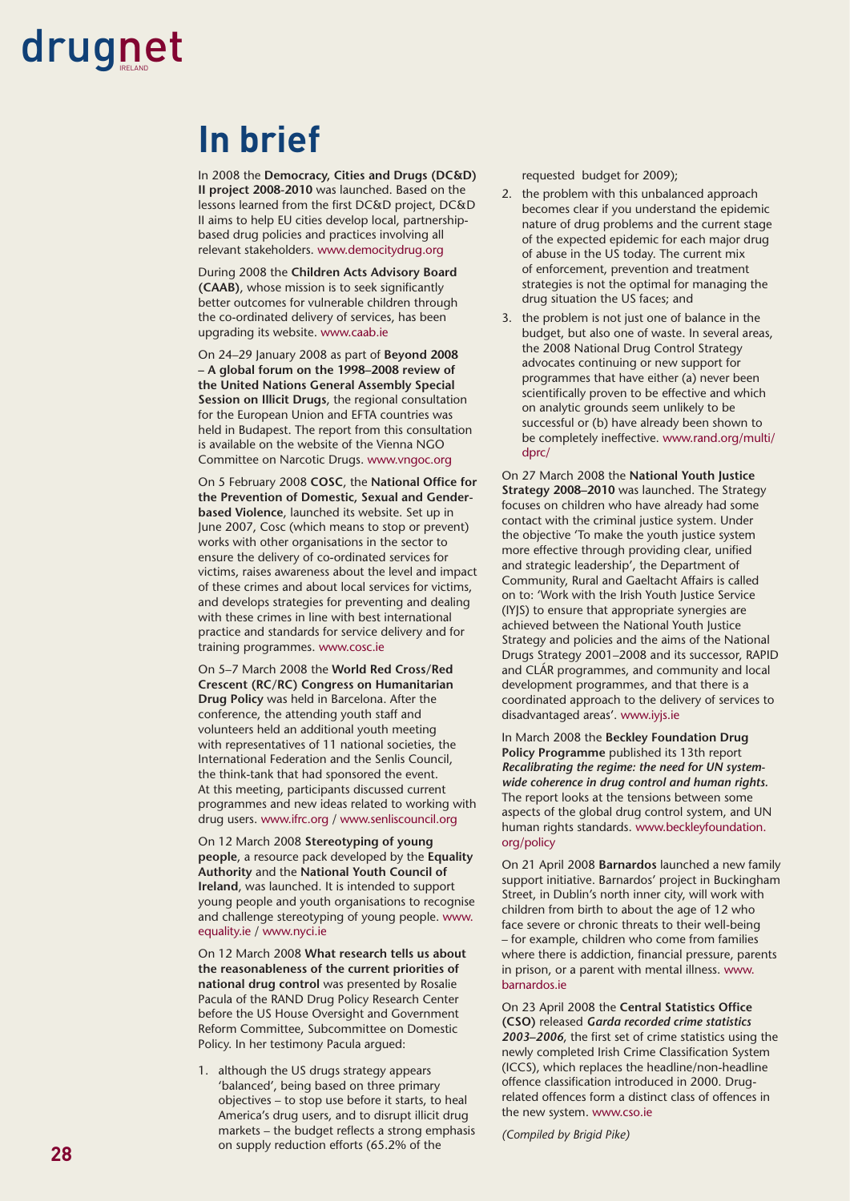# In brief

In 2008 the **Democracy, Cities and Drugs (DC&D) II project 2008-2010** was launched. Based on the lessons learned from the first DC&D project, DC&D II aims to help EU cities develop local, partnership-based drug policies and practices involving all relevant stakeholders. www.democitydrug.org

During 2008 the **Children Acts Advisory Board (CAAB)**, whose mission is to seek significantly better outcomes for vulnerable children through the co-ordinated delivery of services, has been upgrading its website. www.caab.ie

On 24–29 January 2008 as part of **Beyond 2008 – A global forum on the 1998–2008 review of the United Nations General Assembly Special Session on Illicit Drugs**, the regional consultation for the European Union and EFTA countries was held in Budapest. The report from this consultation is available on the website of the Vienna NGO Committee on Narcotic Drugs. www.vngoc.org

On 5 February 2008 **COSC**, the **National Office for the Prevention of Domestic, Sexual and Gender-based Violence**, launched its website. Set up in June 2007, Cosc (which means to stop or prevent) works with other organisations in the sector to ensure the delivery of co-ordinated services for victims, raises awareness about the level and impact of these crimes and about local services for victims, and develops strategies for preventing and dealing with these crimes in line with best international practice and standards for service delivery and for training programmes. www.cosc.ie

On 5–7 March 2008 the **World Red Cross/Red Crescent (RC/RC) Congress on Humanitarian Drug Policy** was held in Barcelona. After the conference, the attending youth staff and volunteers held an additional youth meeting with representatives of 11 national societies, the International Federation and the Senlis Council, the think-tank that had sponsored the event. At this meeting, participants discussed current programmes and new ideas related to working with drug users. www.ifrc.org / www.senliscouncil.org

On 12 March 2008 **Stereotyping of young people**, a resource pack developed by the **Equality Authority** and the **National Youth Council of Ireland**, was launched. It is intended to support young people and youth organisations to recognise and challenge stereotyping of young people. www.equality.ie / www.nyci.ie

On 12 March 2008 **What research tells us about the reasonableness of the current priorities of national drug control** was presented by Rosalie Pacula of the RAND Drug Policy Research Center before the US House Oversight and Government Reform Committee, Subcommittee on Domestic Policy. In her testimony Pacula argued:

1. although the US drugs strategy appears 'balanced', being based on three primary objectives – to stop use before it starts, to heal America's drug users, and to disrupt illicit drug markets – the budget reflects a strong emphasis on supply reduction efforts (65.2% of the requested budget for 2009);
2. the problem with this unbalanced approach becomes clear if you understand the epidemic nature of drug problems and the current stage of the expected epidemic for each major drug of abuse in the US today. The current mix of enforcement, prevention and treatment strategies is not the optimal for managing the drug situation the US faces; and
3. the problem is not just one of balance in the budget, but also one of waste. In several areas, the 2008 National Drug Control Strategy advocates continuing or new support for programmes that have either (a) never been scientifically proven to be effective and which on analytic grounds seem unlikely to be successful or (b) have already been shown to be completely ineffective. www.rand.org/multi/dprc/

On 27 March 2008 the **National Youth Justice Strategy 2008–2010** was launched. The Strategy focuses on children who have already had some contact with the criminal justice system. Under the objective 'To make the youth justice system more effective through providing clear, unified and strategic leadership', the Department of Community, Rural and Gaeltacht Affairs is called on to: 'Work with the Irish Youth Justice Service (IYJS) to ensure that appropriate synergies are achieved between the National Youth Justice Strategy and policies and the aims of the National Drugs Strategy 2001–2008 and its successor, RAPID and CLÁR programmes, and community and local development programmes, and that there is a coordinated approach to the delivery of services to disadvantaged areas'. www.iyjs.ie

In March 2008 the **Beckley Foundation Drug Policy Programme** published its 13th report ***Recalibrating the regime: the need for UN system-wide coherence in drug control and human rights.*** The report looks at the tensions between some aspects of the global drug control system, and UN human rights standards. www.beckleyfoundation.org/policy

On 21 April 2008 **Barnardos** launched a new family support initiative. Barnardos' project in Buckingham Street, in Dublin's north inner city, will work with children from birth to about the age of 12 who face severe or chronic threats to their well-being – for example, children who come from families where there is addiction, financial pressure, parents in prison, or a parent with mental illness. www.barnardos.ie

On 23 April 2008 the **Central Statistics Office (CSO)** released ***Garda recorded crime statistics 2003–2006***, the first set of crime statistics using the newly completed Irish Crime Classification System (ICCS), which replaces the headline/non-headline offence classification introduced in 2000. Drug-related offences form a distinct class of offences in the new system. www.cso.ie

*(Compiled by Brigid Pike)*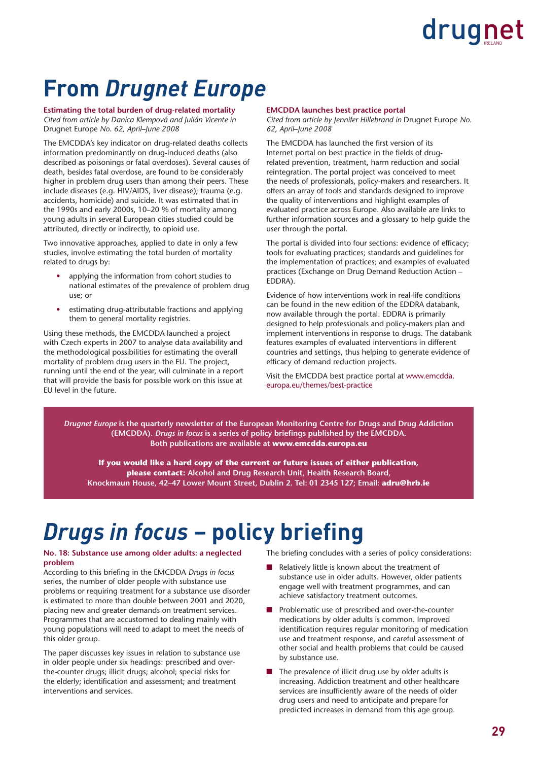# From *Drugnet Europe*

**Estimating the total burden of drug-related mortality**
*Cited from article by Danica Klempová and Julián Vicente in* Drugnet Europe *No. 62, April–June 2008*

The EMCDDA's key indicator on drug-related deaths collects information predominantly on drug-induced deaths (also described as poisonings or fatal overdoses). Several causes of death, besides fatal overdose, are found to be considerably higher in problem drug users than among their peers. These include diseases (e.g. HIV/AIDS, liver disease); trauma (e.g. accidents, homicide) and suicide. It was estimated that in the 1990s and early 2000s, 10–20 % of mortality among young adults in several European cities studied could be attributed, directly or indirectly, to opioid use.

Two innovative approaches, applied to date in only a few studies, involve estimating the total burden of mortality related to drugs by:

- applying the information from cohort studies to national estimates of the prevalence of problem drug use; or
- estimating drug-attributable fractions and applying them to general mortality registries.

Using these methods, the EMCDDA launched a project with Czech experts in 2007 to analyse data availability and the methodological possibilities for estimating the overall mortality of problem drug users in the EU. The project, running until the end of the year, will culminate in a report that will provide the basis for possible work on this issue at EU level in the future.

**EMCDDA launches best practice portal**
*Cited from article by Jennifer Hillebrand in* Drugnet Europe *No. 62, April–June 2008*

The EMCDDA has launched the first version of its Internet portal on best practice in the fields of drug-related prevention, treatment, harm reduction and social reintegration. The portal project was conceived to meet the needs of professionals, policy-makers and researchers. It offers an array of tools and standards designed to improve the quality of interventions and highlight examples of evaluated practice across Europe. Also available are links to further information sources and a glossary to help guide the user through the portal.

The portal is divided into four sections: evidence of efficacy; tools for evaluating practices; standards and guidelines for the implementation of practices; and examples of evaluated practices (Exchange on Drug Demand Reduction Action – EDDRA).

Evidence of how interventions work in real-life conditions can be found in the new edition of the EDDRA databank, now available through the portal. EDDRA is primarily designed to help professionals and policy-makers plan and implement interventions in response to drugs. The databank features examples of evaluated interventions in different countries and settings, thus helping to generate evidence of efficacy of demand reduction projects.

Visit the EMCDDA best practice portal at www.emcdda.europa.eu/themes/best-practice

**_Drugnet Europe_ is the quarterly newsletter of the European Monitoring Centre for Drugs and Drug Addiction (EMCDDA). _Drugs in focus_ is a series of policy briefings published by the EMCDDA. Both publications are available at www.emcdda.europa.eu**

**If you would like a hard copy of the current or future issues of either publication, please contact:** Alcohol and Drug Research Unit, Health Research Board, Knockmaun House, 42–47 Lower Mount Street, Dublin 2. Tel: 01 2345 127; Email: **adru@hrb.ie**

# *Drugs in focus* – policy briefing

**No. 18: Substance use among older adults: a neglected problem**

According to this briefing in the EMCDDA *Drugs in focus* series, the number of older people with substance use problems or requiring treatment for a substance use disorder is estimated to more than double between 2001 and 2020, placing new and greater demands on treatment services. Programmes that are accustomed to dealing mainly with young populations will need to adapt to meet the needs of this older group.

The paper discusses key issues in relation to substance use in older people under six headings: prescribed and over-the-counter drugs; illicit drugs; alcohol; special risks for the elderly; identification and assessment; and treatment interventions and services.

The briefing concludes with a series of policy considerations:

- Relatively little is known about the treatment of substance use in older adults. However, older patients engage well with treatment programmes, and can achieve satisfactory treatment outcomes.
- Problematic use of prescribed and over-the-counter medications by older adults is common. Improved identification requires regular monitoring of medication use and treatment response, and careful assessment of other social and health problems that could be caused by substance use.
- The prevalence of illicit drug use by older adults is increasing. Addiction treatment and other healthcare services are insufficiently aware of the needs of older drug users and need to anticipate and prepare for predicted increases in demand from this age group.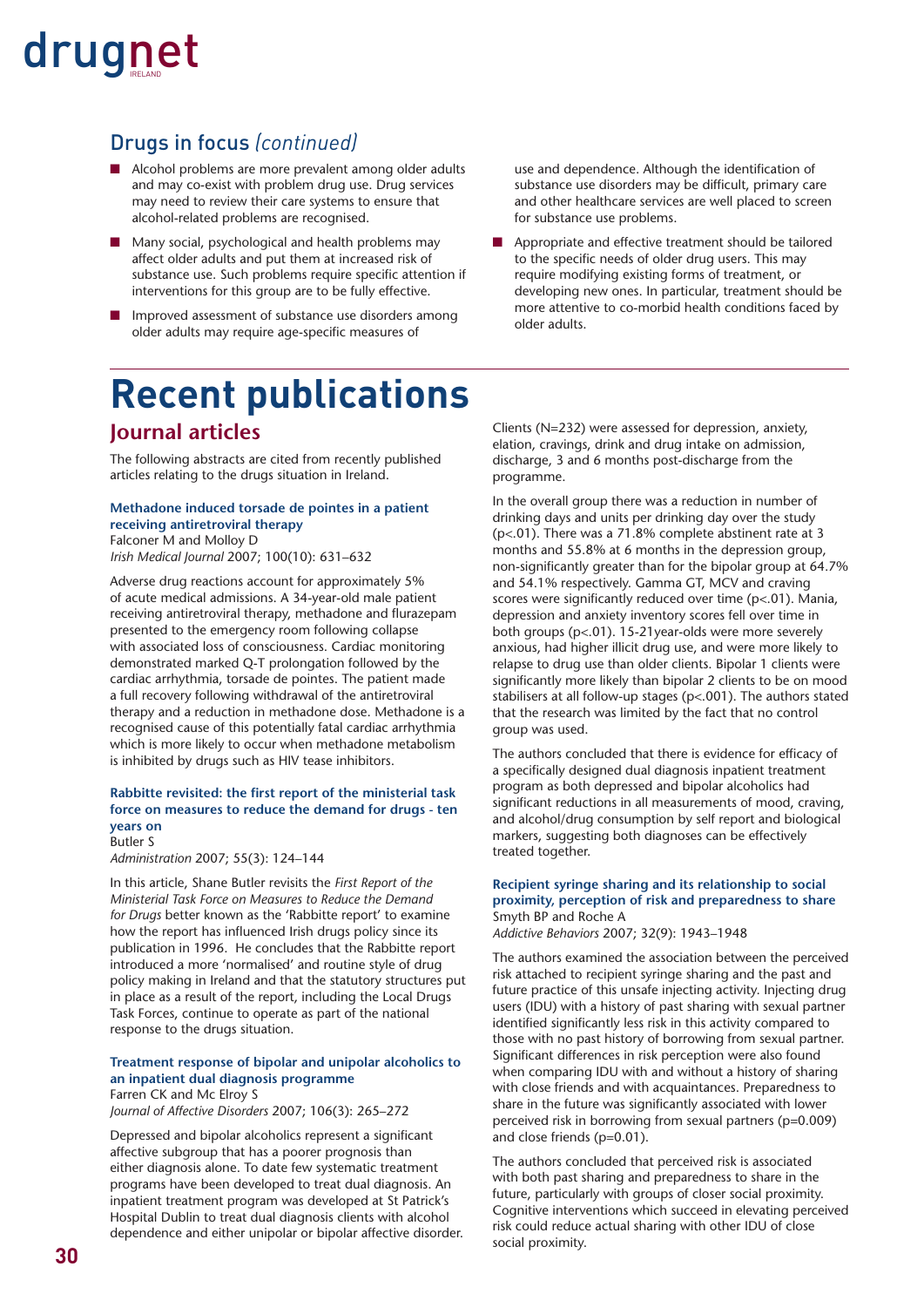## Drugs in focus *(continued)*

- Alcohol problems are more prevalent among older adults and may co-exist with problem drug use. Drug services may need to review their care systems to ensure that alcohol-related problems are recognised.
- Many social, psychological and health problems may affect older adults and put them at increased risk of substance use. Such problems require specific attention if interventions for this group are to be fully effective.
- Improved assessment of substance use disorders among older adults may require age-specific measures of use and dependence. Although the identification of substance use disorders may be difficult, primary care and other healthcare services are well placed to screen for substance use problems.
- Appropriate and effective treatment should be tailored to the specific needs of older drug users. This may require modifying existing forms of treatment, or developing new ones. In particular, treatment should be more attentive to co-morbid health conditions faced by older adults.

# Recent publications

## Journal articles

The following abstracts are cited from recently published articles relating to the drugs situation in Ireland.

### Methadone induced torsade de pointes in a patient receiving antiretroviral therapy

Falconer M and Molloy D
*Irish Medical Journal* 2007; 100(10): 631–632

Adverse drug reactions account for approximately 5% of acute medical admissions. A 34-year-old male patient receiving antiretroviral therapy, methadone and flurazepam presented to the emergency room following collapse with associated loss of consciousness. Cardiac monitoring demonstrated marked Q-T prolongation followed by the cardiac arrhythmia, torsade de pointes. The patient made a full recovery following withdrawal of the antiretroviral therapy and a reduction in methadone dose. Methadone is a recognised cause of this potentially fatal cardiac arrhythmia which is more likely to occur when methadone metabolism is inhibited by drugs such as HIV tease inhibitors.

### Rabbitte revisited: the first report of the ministerial task force on measures to reduce the demand for drugs - ten years on

Butler S
*Administration* 2007; 55(3): 124–144

In this article, Shane Butler revisits the *First Report of the Ministerial Task Force on Measures to Reduce the Demand for Drugs* better known as the 'Rabbitte report' to examine how the report has influenced Irish drugs policy since its publication in 1996. He concludes that the Rabbitte report introduced a more 'normalised' and routine style of drug policy making in Ireland and that the statutory structures put in place as a result of the report, including the Local Drugs Task Forces, continue to operate as part of the national response to the drugs situation.

### Treatment response of bipolar and unipolar alcoholics to an inpatient dual diagnosis programme

Farren CK and Mc Elroy S
*Journal of Affective Disorders* 2007; 106(3): 265–272

Depressed and bipolar alcoholics represent a significant affective subgroup that has a poorer prognosis than either diagnosis alone. To date few systematic treatment programs have been developed to treat dual diagnosis. An inpatient treatment program was developed at St Patrick's Hospital Dublin to treat dual diagnosis clients with alcohol dependence and either unipolar or bipolar affective disorder. Clients (N=232) were assessed for depression, anxiety, elation, cravings, drink and drug intake on admission, discharge, 3 and 6 months post-discharge from the programme.

In the overall group there was a reduction in number of drinking days and units per drinking day over the study ($p<.01$). There was a 71.8% complete abstinent rate at 3 months and 55.8% at 6 months in the depression group, non-significantly greater than for the bipolar group at 64.7% and 54.1% respectively. Gamma GT, MCV and craving scores were significantly reduced over time ($p<.01$). Mania, depression and anxiety inventory scores fell over time in both groups ($p<.01$). 15-21year-olds were more severely anxious, had higher illicit drug use, and were more likely to relapse to drug use than older clients. Bipolar 1 clients were significantly more likely than bipolar 2 clients to be on mood stabilisers at all follow-up stages ($p<.001$). The authors stated that the research was limited by the fact that no control group was used.

The authors concluded that there is evidence for efficacy of a specifically designed dual diagnosis inpatient treatment program as both depressed and bipolar alcoholics had significant reductions in all measurements of mood, craving, and alcohol/drug consumption by self report and biological markers, suggesting both diagnoses can be effectively treated together.

### Recipient syringe sharing and its relationship to social proximity, perception of risk and preparedness to share

Smyth BP and Roche A
*Addictive Behaviors* 2007; 32(9): 1943–1948

The authors examined the association between the perceived risk attached to recipient syringe sharing and the past and future practice of this unsafe injecting activity. Injecting drug users (IDU) with a history of past sharing with sexual partner identified significantly less risk in this activity compared to those with no past history of borrowing from sexual partner. Significant differences in risk perception were also found when comparing IDU with and without a history of sharing with close friends and with acquaintances. Preparedness to share in the future was significantly associated with lower perceived risk in borrowing from sexual partners ($p=0.009$) and close friends ($p=0.01$).

The authors concluded that perceived risk is associated with both past sharing and preparedness to share in the future, particularly with groups of closer social proximity. Cognitive interventions which succeed in elevating perceived risk could reduce actual sharing with other IDU of close social proximity.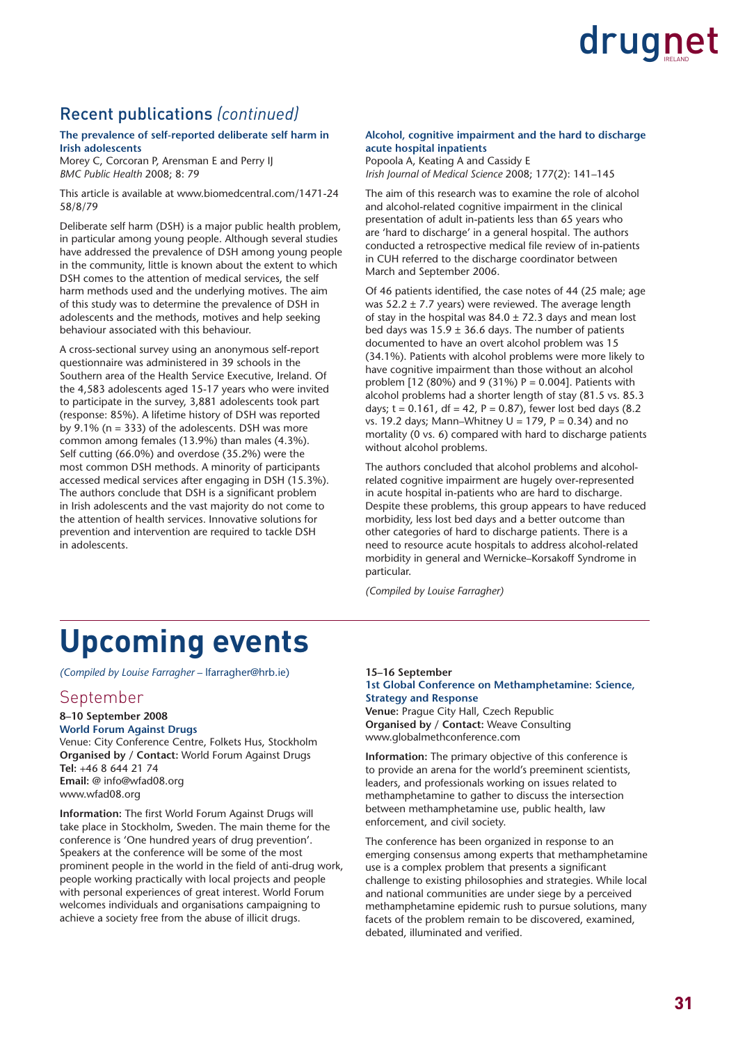## Recent publications *(continued)*

### The prevalence of self-reported deliberate self harm in Irish adolescents

Morey C, Corcoran P, Arensman E and Perry IJ
*BMC Public Health* 2008; 8: 79

This article is available at www.biomedcentral.com/1471-2458/8/79

Deliberate self harm (DSH) is a major public health problem, in particular among young people. Although several studies have addressed the prevalence of DSH among young people in the community, little is known about the extent to which DSH comes to the attention of medical services, the self harm methods used and the underlying motives. The aim of this study was to determine the prevalence of DSH in adolescents and the methods, motives and help seeking behaviour associated with this behaviour.

A cross-sectional survey using an anonymous self-report questionnaire was administered in 39 schools in the Southern area of the Health Service Executive, Ireland. Of the 4,583 adolescents aged 15-17 years who were invited to participate in the survey, 3,881 adolescents took part (response: 85%). A lifetime history of DSH was reported by 9.1% (n = 333) of the adolescents. DSH was more common among females (13.9%) than males (4.3%). Self cutting (66.0%) and overdose (35.2%) were the most common DSH methods. A minority of participants accessed medical services after engaging in DSH (15.3%). The authors conclude that DSH is a significant problem in Irish adolescents and the vast majority do not come to the attention of health services. Innovative solutions for prevention and intervention are required to tackle DSH in adolescents.

### Alcohol, cognitive impairment and the hard to discharge acute hospital inpatients

Popoola A, Keating A and Cassidy E
*Irish Journal of Medical Science* 2008; 177(2): 141–145

The aim of this research was to examine the role of alcohol and alcohol-related cognitive impairment in the clinical presentation of adult in-patients less than 65 years who are 'hard to discharge' in a general hospital. The authors conducted a retrospective medical file review of in-patients in CUH referred to the discharge coordinator between March and September 2006.

Of 46 patients identified, the case notes of 44 (25 male; age was 52.2 ± 7.7 years) were reviewed. The average length of stay in the hospital was 84.0 ± 72.3 days and mean lost bed days was 15.9 ± 36.6 days. The number of patients documented to have an overt alcohol problem was 15 (34.1%). Patients with alcohol problems were more likely to have cognitive impairment than those without an alcohol problem [12 (80%) and 9 (31%) P = 0.004]. Patients with alcohol problems had a shorter length of stay (81.5 vs. 85.3 days; t = 0.161, df = 42, P = 0.87), fewer lost bed days (8.2 vs. 19.2 days; Mann–Whitney U = 179, P = 0.34) and no mortality (0 vs. 6) compared with hard to discharge patients without alcohol problems.

The authors concluded that alcohol problems and alcohol-related cognitive impairment are hugely over-represented in acute hospital in-patients who are hard to discharge. Despite these problems, this group appears to have reduced morbidity, less lost bed days and a better outcome than other categories of hard to discharge patients. There is a need to resource acute hospitals to address alcohol-related morbidity in general and Wernicke–Korsakoff Syndrome in particular.

*(Compiled by Louise Farragher)*

# Upcoming events

*(Compiled by Louise Farragher* – lfarragher@hrb.ie)

## September

**8–10 September 2008**
**World Forum Against Drugs**
Venue: City Conference Centre, Folkets Hus, Stockholm
**Organised by / Contact:** World Forum Against Drugs
**Tel:** +46 8 644 21 74
**Email:** @ info@wfad08.org
www.wfad08.org

**Information:** The first World Forum Against Drugs will take place in Stockholm, Sweden. The main theme for the conference is 'One hundred years of drug prevention'. Speakers at the conference will be some of the most prominent people in the world in the field of anti-drug work, people working practically with local projects and people with personal experiences of great interest. World Forum welcomes individuals and organisations campaigning to achieve a society free from the abuse of illicit drugs.

**15–16 September**
**1st Global Conference on Methamphetamine: Science, Strategy and Response**
**Venue:** Prague City Hall, Czech Republic
**Organised by / Contact:** Weave Consulting
www.globalmethconference.com

**Information:** The primary objective of this conference is to provide an arena for the world's preeminent scientists, leaders, and professionals working on issues related to methamphetamine to gather to discuss the intersection between methamphetamine use, public health, law enforcement, and civil society.

The conference has been organized in response to an emerging consensus among experts that methamphetamine use is a complex problem that presents a significant challenge to existing philosophies and strategies. While local and national communities are under siege by a perceived methamphetamine epidemic rush to pursue solutions, many facets of the problem remain to be discovered, examined, debated, illuminated and verified.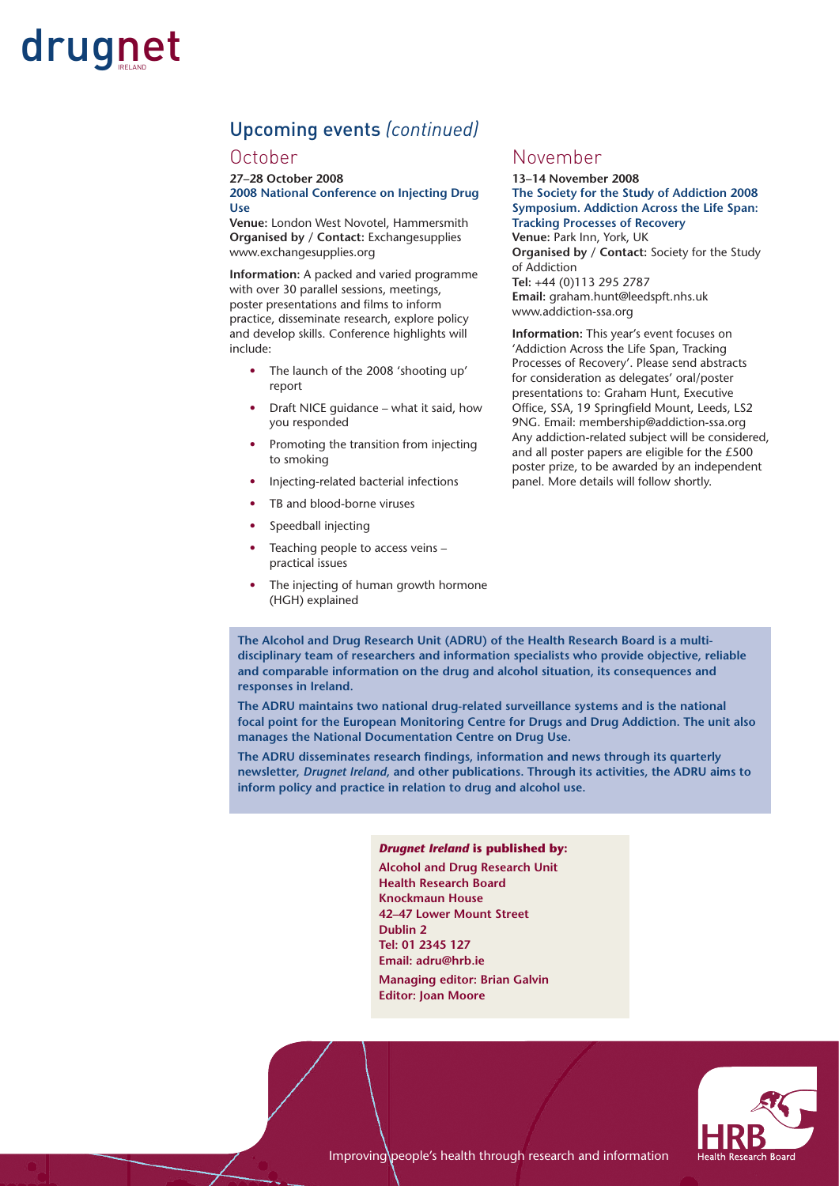## Upcoming events *(continued)*

### October

**27–28 October 2008**
**2008 National Conference on Injecting Drug Use**
**Venue:** London West Novotel, Hammersmith
**Organised by / Contact:** Exchangesupplies
www.exchangesupplies.org

**Information:** A packed and varied programme with over 30 parallel sessions, meetings, poster presentations and films to inform practice, disseminate research, explore policy and develop skills. Conference highlights will include:

- The launch of the 2008 'shooting up' report
- Draft NICE guidance – what it said, how you responded
- Promoting the transition from injecting to smoking
- Injecting-related bacterial infections
- TB and blood-borne viruses
- Speedball injecting
- Teaching people to access veins – practical issues
- The injecting of human growth hormone (HGH) explained

### November

**13–14 November 2008**
**The Society for the Study of Addiction 2008 Symposium. Addiction Across the Life Span: Tracking Processes of Recovery**
**Venue:** Park Inn, York, UK
**Organised by / Contact:** Society for the Study of Addiction
**Tel:** +44 (0)113 295 2787
**Email:** graham.hunt@leedspft.nhs.uk
www.addiction-ssa.org

**Information:** This year's event focuses on 'Addiction Across the Life Span, Tracking Processes of Recovery'. Please send abstracts for consideration as delegates' oral/poster presentations to: Graham Hunt, Executive Office, SSA, 19 Springfield Mount, Leeds, LS2 9NG. Email: membership@addiction-ssa.org Any addiction-related subject will be considered, and all poster papers are eligible for the £500 poster prize, to be awarded by an independent panel. More details will follow shortly.

**The Alcohol and Drug Research Unit (ADRU) of the Health Research Board is a multi-disciplinary team of researchers and information specialists who provide objective, reliable and comparable information on the drug and alcohol situation, its consequences and responses in Ireland.**

**The ADRU maintains two national drug-related surveillance systems and is the national focal point for the European Monitoring Centre for Drugs and Drug Addiction. The unit also manages the National Documentation Centre on Drug Use.**

**The ADRU disseminates research findings, information and news through its quarterly newsletter, *Drugnet Ireland*, and other publications. Through its activities, the ADRU aims to inform policy and practice in relation to drug and alcohol use.**

***Drugnet Ireland* is published by:**
**Alcohol and Drug Research Unit**
**Health Research Board**
**Knockmaun House**
**42–47 Lower Mount Street**
**Dublin 2**
**Tel: 01 2345 127**
**Email: adru@hrb.ie**
**Managing editor: Brian Galvin**
**Editor: Joan Moore**

Improving people's health through research and information

HRB Health Research Board